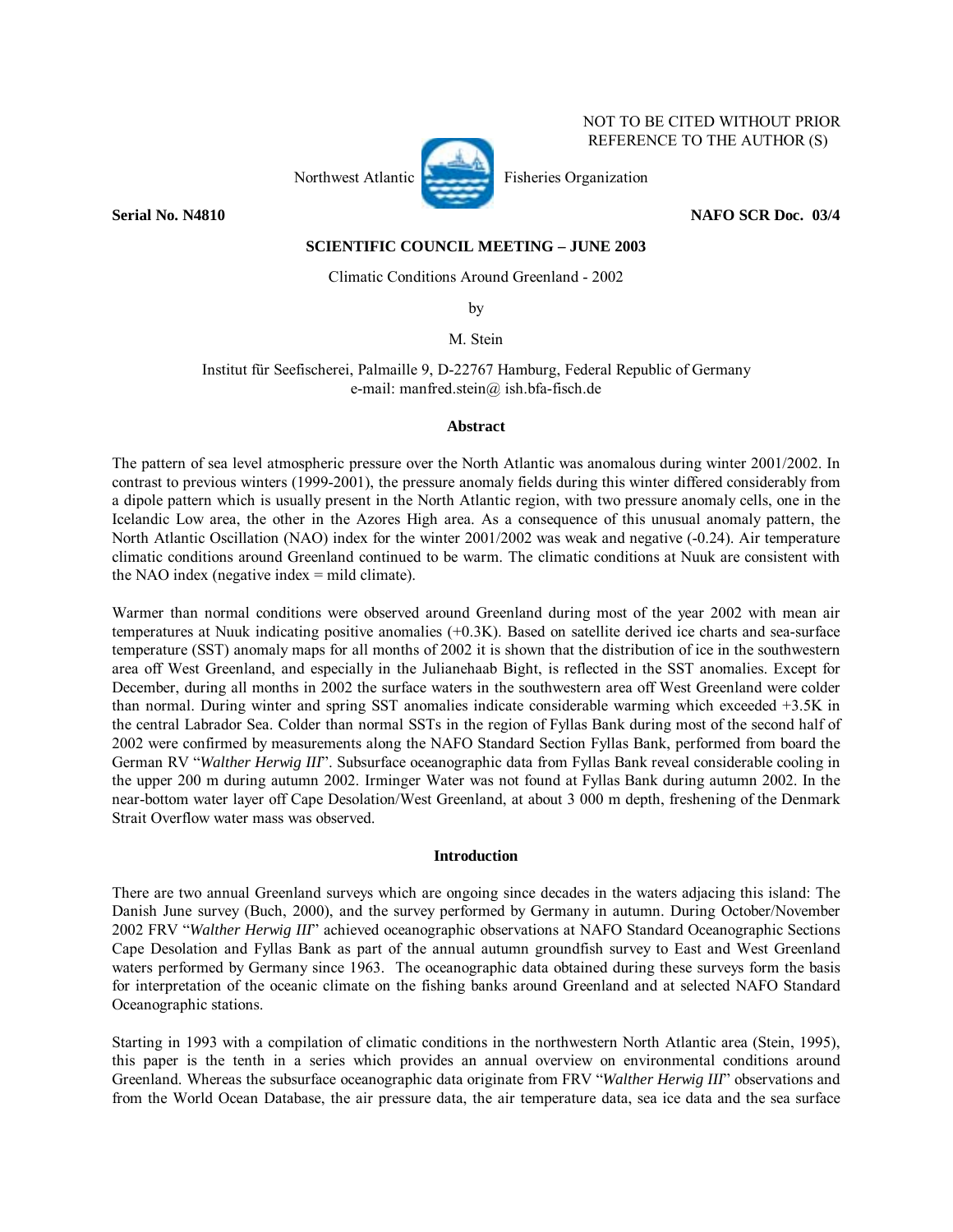NOT TO BE CITED WITHOUT PRIOR REFERENCE TO THE AUTHOR (S)

Northwest Atlantic Fisheries Organization

**Serial No. N4810** **NAFO SCR Doc. 03/4**

**SCIENTIFIC COUNCIL MEETING – JUNE 2003**

Climatic Conditions Around Greenland - 2002

by

M. Stein

Institut für Seefischerei, Palmaille 9, D-22767 Hamburg, Federal Republic of Germany
e-mail: manfred.stein@ ish.bfa-fisch.de

## Abstract

The pattern of sea level atmospheric pressure over the North Atlantic was anomalous during winter 2001/2002. In contrast to previous winters (1999-2001), the pressure anomaly fields during this winter differed considerably from a dipole pattern which is usually present in the North Atlantic region, with two pressure anomaly cells, one in the Icelandic Low area, the other in the Azores High area. As a consequence of this unusual anomaly pattern, the North Atlantic Oscillation (NAO) index for the winter 2001/2002 was weak and negative (-0.24). Air temperature climatic conditions around Greenland continued to be warm. The climatic conditions at Nuuk are consistent with the NAO index (negative index = mild climate).

Warmer than normal conditions were observed around Greenland during most of the year 2002 with mean air temperatures at Nuuk indicating positive anomalies (+0.3K). Based on satellite derived ice charts and sea-surface temperature (SST) anomaly maps for all months of 2002 it is shown that the distribution of ice in the southwestern area off West Greenland, and especially in the Julianehaab Bight, is reflected in the SST anomalies. Except for December, during all months in 2002 the surface waters in the southwestern area off West Greenland were colder than normal. During winter and spring SST anomalies indicate considerable warming which exceeded +3.5K in the central Labrador Sea. Colder than normal SSTs in the region of Fyllas Bank during most of the second half of 2002 were confirmed by measurements along the NAFO Standard Section Fyllas Bank, performed from board the German RV "*Walther Herwig III*". Subsurface oceanographic data from Fyllas Bank reveal considerable cooling in the upper 200 m during autumn 2002. Irminger Water was not found at Fyllas Bank during autumn 2002. In the near-bottom water layer off Cape Desolation/West Greenland, at about 3 000 m depth, freshening of the Denmark Strait Overflow water mass was observed.

## Introduction

There are two annual Greenland surveys which are ongoing since decades in the waters adjacing this island: The Danish June survey (Buch, 2000), and the survey performed by Germany in autumn. During October/November 2002 FRV "*Walther Herwig III*" achieved oceanographic observations at NAFO Standard Oceanographic Sections Cape Desolation and Fyllas Bank as part of the annual autumn groundfish survey to East and West Greenland waters performed by Germany since 1963. The oceanographic data obtained during these surveys form the basis for interpretation of the oceanic climate on the fishing banks around Greenland and at selected NAFO Standard Oceanographic stations.

Starting in 1993 with a compilation of climatic conditions in the northwestern North Atlantic area (Stein, 1995), this paper is the tenth in a series which provides an annual overview on environmental conditions around Greenland. Whereas the subsurface oceanographic data originate from FRV "*Walther Herwig III*" observations and from the World Ocean Database, the air pressure data, the air temperature data, sea ice data and the sea surface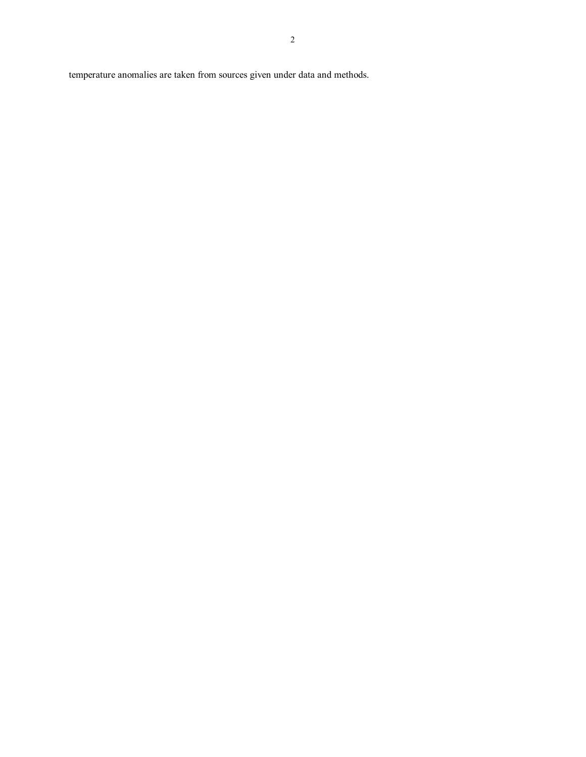temperature anomalies are taken from sources given under data and methods.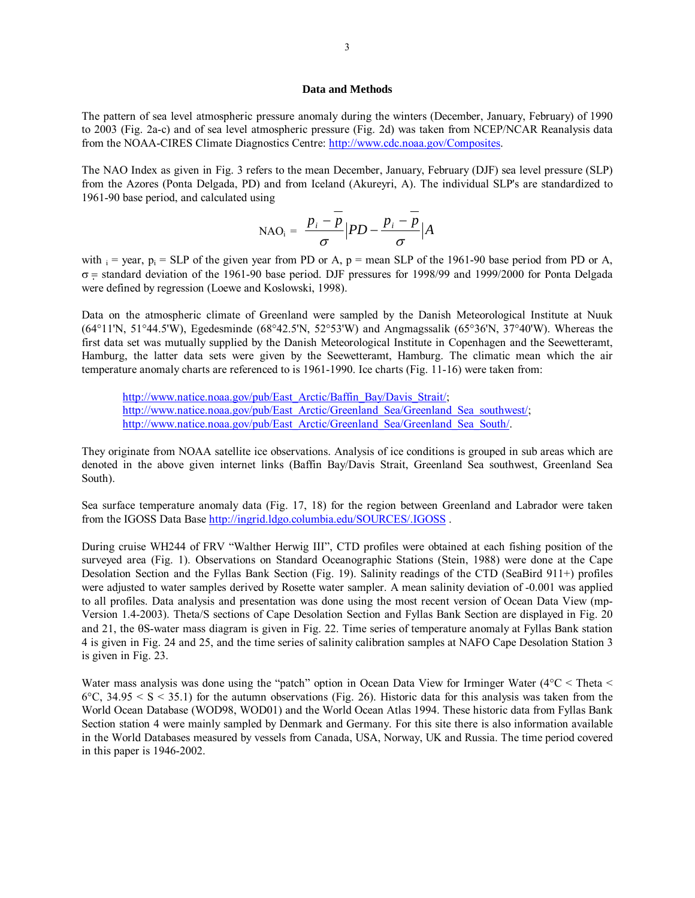## Data and Methods

The pattern of sea level atmospheric pressure anomaly during the winters (December, January, February) of 1990 to 2003 (Fig. 2a-c) and of sea level atmospheric pressure (Fig. 2d) was taken from NCEP/NCAR Reanalysis data from the NOAA-CIRES Climate Diagnostics Centre: http://www.cdc.noaa.gov/Composites.

The NAO Index as given in Fig. 3 refers to the mean December, January, February (DJF) sea level pressure (SLP) from the Azores (Ponta Delgada, PD) and from Iceland (Akureyri, A). The individual SLP's are standardized to 1961-90 base period, and calculated using

$$\text{NAO}_i = \frac{p_i - \overline{p}}{\sigma}\bigg|PD - \frac{p_i - \overline{p}}{\sigma}\bigg|A$$

with $_i$ = year, $p_i$ = SLP of the given year from PD or A, p = mean SLP of the 1961-90 base period from PD or A, σ = standard deviation of the 1961-90 base period. DJF pressures for 1998/99 and 1999/2000 for Ponta Delgada were defined by regression (Loewe and Koslowski, 1998).

Data on the atmospheric climate of Greenland were sampled by the Danish Meteorological Institute at Nuuk (64°11'N, 51°44.5'W), Egedesminde (68°42.5'N, 52°53'W) and Angmagssalik (65°36'N, 37°40'W). Whereas the first data set was mutually supplied by the Danish Meteorological Institute in Copenhagen and the Seewetteramt, Hamburg, the latter data sets were given by the Seewetteramt, Hamburg. The climatic mean which the air temperature anomaly charts are referenced to is 1961-1990. Ice charts (Fig. 11-16) were taken from:

http://www.natice.noaa.gov/pub/East_Arctic/Baffin_Bay/Davis_Strait/;
http://www.natice.noaa.gov/pub/East_Arctic/Greenland_Sea/Greenland_Sea_southwest/;
http://www.natice.noaa.gov/pub/East_Arctic/Greenland_Sea/Greenland_Sea_South/.

They originate from NOAA satellite ice observations. Analysis of ice conditions is grouped in sub areas which are denoted in the above given internet links (Baffin Bay/Davis Strait, Greenland Sea southwest, Greenland Sea South).

Sea surface temperature anomaly data (Fig. 17, 18) for the region between Greenland and Labrador were taken from the IGOSS Data Base http://ingrid.ldgo.columbia.edu/SOURCES/.IGOSS .

During cruise WH244 of FRV "Walther Herwig III", CTD profiles were obtained at each fishing position of the surveyed area (Fig. 1). Observations on Standard Oceanographic Stations (Stein, 1988) were done at the Cape Desolation Section and the Fyllas Bank Section (Fig. 19). Salinity readings of the CTD (SeaBird 911+) profiles were adjusted to water samples derived by Rosette water sampler. A mean salinity deviation of -0.001 was applied to all profiles. Data analysis and presentation was done using the most recent version of Ocean Data View (mp-Version 1.4-2003). Theta/S sections of Cape Desolation Section and Fyllas Bank Section are displayed in Fig. 20 and 21, the θS-water mass diagram is given in Fig. 22. Time series of temperature anomaly at Fyllas Bank station 4 is given in Fig. 24 and 25, and the time series of salinity calibration samples at NAFO Cape Desolation Station 3 is given in Fig. 23.

Water mass analysis was done using the "patch" option in Ocean Data View for Irminger Water (4°C < Theta < 6°C, 34.95 < S < 35.1) for the autumn observations (Fig. 26). Historic data for this analysis was taken from the World Ocean Database (WOD98, WOD01) and the World Ocean Atlas 1994. These historic data from Fyllas Bank Section station 4 were mainly sampled by Denmark and Germany. For this site there is also information available in the World Databases measured by vessels from Canada, USA, Norway, UK and Russia. The time period covered in this paper is 1946-2002.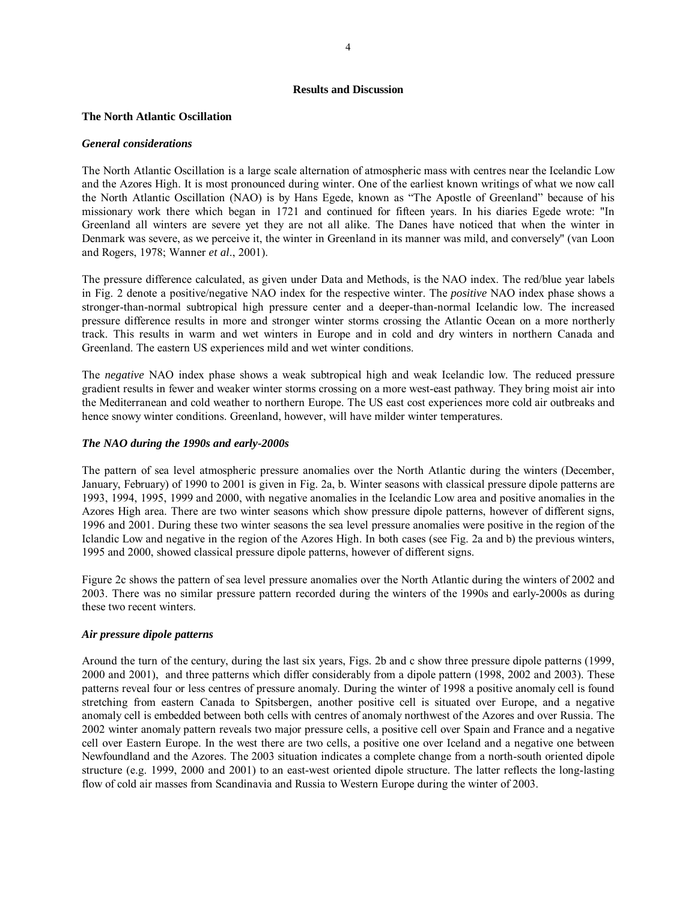## Results and Discussion

### The North Atlantic Oscillation

#### *General considerations*

The North Atlantic Oscillation is a large scale alternation of atmospheric mass with centres near the Icelandic Low and the Azores High. It is most pronounced during winter. One of the earliest known writings of what we now call the North Atlantic Oscillation (NAO) is by Hans Egede, known as "The Apostle of Greenland" because of his missionary work there which began in 1721 and continued for fifteen years. In his diaries Egede wrote: "In Greenland all winters are severe yet they are not all alike. The Danes have noticed that when the winter in Denmark was severe, as we perceive it, the winter in Greenland in its manner was mild, and conversely" (van Loon and Rogers, 1978; Wanner *et al*., 2001).

The pressure difference calculated, as given under Data and Methods, is the NAO index. The red/blue year labels in Fig. 2 denote a positive/negative NAO index for the respective winter. The *positive* NAO index phase shows a stronger-than-normal subtropical high pressure center and a deeper-than-normal Icelandic low. The increased pressure difference results in more and stronger winter storms crossing the Atlantic Ocean on a more northerly track. This results in warm and wet winters in Europe and in cold and dry winters in northern Canada and Greenland. The eastern US experiences mild and wet winter conditions.

The *negative* NAO index phase shows a weak subtropical high and weak Icelandic low. The reduced pressure gradient results in fewer and weaker winter storms crossing on a more west-east pathway. They bring moist air into the Mediterranean and cold weather to northern Europe. The US east cost experiences more cold air outbreaks and hence snowy winter conditions. Greenland, however, will have milder winter temperatures.

#### *The NAO during the 1990s and early-2000s*

The pattern of sea level atmospheric pressure anomalies over the North Atlantic during the winters (December, January, February) of 1990 to 2001 is given in Fig. 2a, b. Winter seasons with classical pressure dipole patterns are 1993, 1994, 1995, 1999 and 2000, with negative anomalies in the Icelandic Low area and positive anomalies in the Azores High area. There are two winter seasons which show pressure dipole patterns, however of different signs, 1996 and 2001. During these two winter seasons the sea level pressure anomalies were positive in the region of the Iclandic Low and negative in the region of the Azores High. In both cases (see Fig. 2a and b) the previous winters, 1995 and 2000, showed classical pressure dipole patterns, however of different signs.

Figure 2c shows the pattern of sea level pressure anomalies over the North Atlantic during the winters of 2002 and 2003. There was no similar pressure pattern recorded during the winters of the 1990s and early-2000s as during these two recent winters.

#### *Air pressure dipole patterns*

Around the turn of the century, during the last six years, Figs. 2b and c show three pressure dipole patterns (1999, 2000 and 2001), and three patterns which differ considerably from a dipole pattern (1998, 2002 and 2003). These patterns reveal four or less centres of pressure anomaly. During the winter of 1998 a positive anomaly cell is found stretching from eastern Canada to Spitsbergen, another positive cell is situated over Europe, and a negative anomaly cell is embedded between both cells with centres of anomaly northwest of the Azores and over Russia. The 2002 winter anomaly pattern reveals two major pressure cells, a positive cell over Spain and France and a negative cell over Eastern Europe. In the west there are two cells, a positive one over Iceland and a negative one between Newfoundland and the Azores. The 2003 situation indicates a complete change from a north-south oriented dipole structure (e.g. 1999, 2000 and 2001) to an east-west oriented dipole structure. The latter reflects the long-lasting flow of cold air masses from Scandinavia and Russia to Western Europe during the winter of 2003.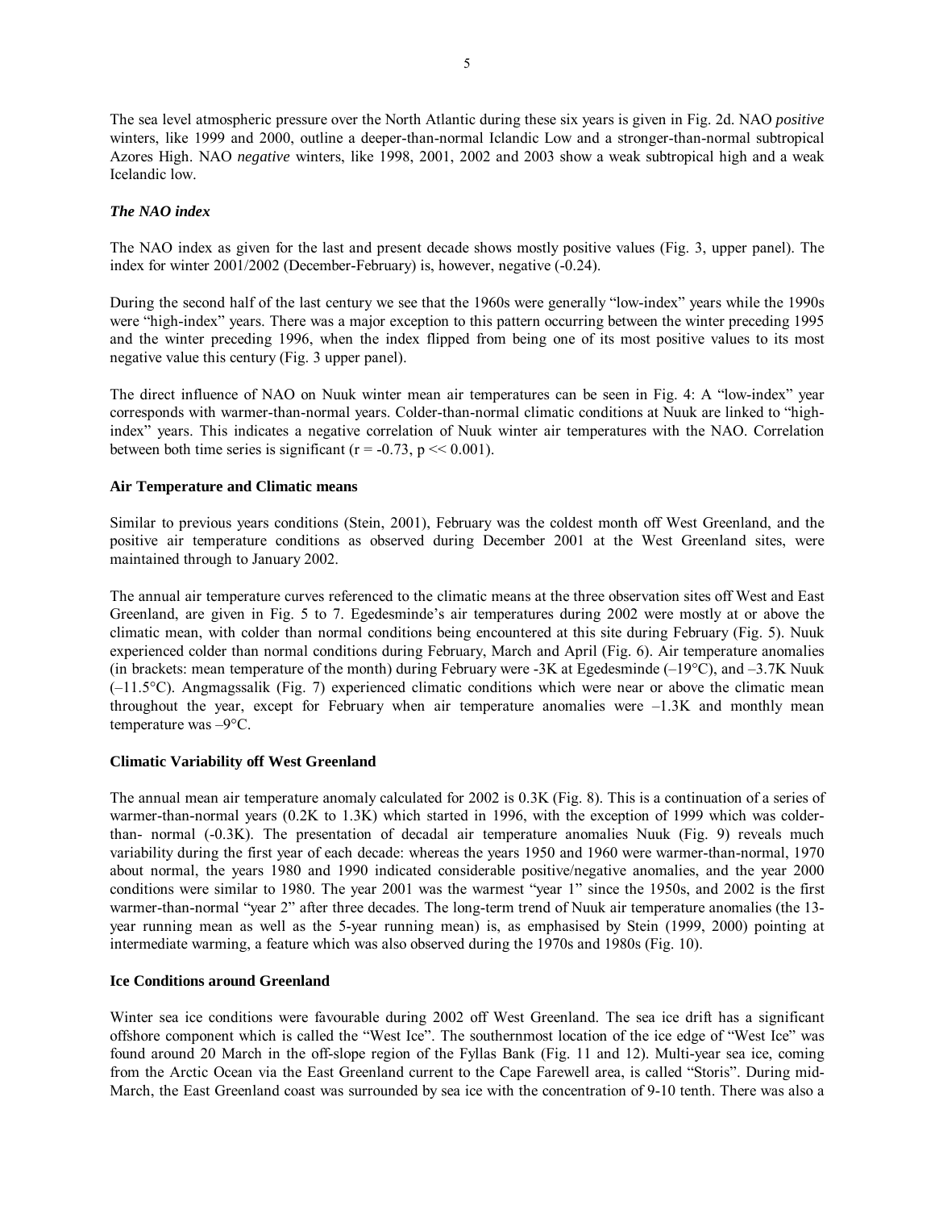The sea level atmospheric pressure over the North Atlantic during these six years is given in Fig. 2d. NAO *positive* winters, like 1999 and 2000, outline a deeper-than-normal Icelandic Low and a stronger-than-normal subtropical Azores High. NAO *negative* winters, like 1998, 2001, 2002 and 2003 show a weak subtropical high and a weak Icelandic low.

### *The NAO index*

The NAO index as given for the last and present decade shows mostly positive values (Fig. 3, upper panel). The index for winter 2001/2002 (December-February) is, however, negative (-0.24).

During the second half of the last century we see that the 1960s were generally "low-index" years while the 1990s were "high-index" years. There was a major exception to this pattern occurring between the winter preceding 1995 and the winter preceding 1996, when the index flipped from being one of its most positive values to its most negative value this century (Fig. 3 upper panel).

The direct influence of NAO on Nuuk winter mean air temperatures can be seen in Fig. 4: A "low-index" year corresponds with warmer-than-normal years. Colder-than-normal climatic conditions at Nuuk are linked to "high-index" years. This indicates a negative correlation of Nuuk winter air temperatures with the NAO. Correlation between both time series is significant ($r = -0.73$, $p << 0.001$).

### Air Temperature and Climatic means

Similar to previous years conditions (Stein, 2001), February was the coldest month off West Greenland, and the positive air temperature conditions as observed during December 2001 at the West Greenland sites, were maintained through to January 2002.

The annual air temperature curves referenced to the climatic means at the three observation sites off West and East Greenland, are given in Fig. 5 to 7. Egedesminde's air temperatures during 2002 were mostly at or above the climatic mean, with colder than normal conditions being encountered at this site during February (Fig. 5). Nuuk experienced colder than normal conditions during February, March and April (Fig. 6). Air temperature anomalies (in brackets: mean temperature of the month) during February were -3K at Egedesminde (–19°C), and –3.7K Nuuk (–11.5°C). Angmagssalik (Fig. 7) experienced climatic conditions which were near or above the climatic mean throughout the year, except for February when air temperature anomalies were –1.3K and monthly mean temperature was –9°C.

### Climatic Variability off West Greenland

The annual mean air temperature anomaly calculated for 2002 is 0.3K (Fig. 8). This is a continuation of a series of warmer-than-normal years (0.2K to 1.3K) which started in 1996, with the exception of 1999 which was colder-than- normal (-0.3K). The presentation of decadal air temperature anomalies Nuuk (Fig. 9) reveals much variability during the first year of each decade: whereas the years 1950 and 1960 were warmer-than-normal, 1970 about normal, the years 1980 and 1990 indicated considerable positive/negative anomalies, and the year 2000 conditions were similar to 1980. The year 2001 was the warmest "year 1" since the 1950s, and 2002 is the first warmer-than-normal "year 2" after three decades. The long-term trend of Nuuk air temperature anomalies (the 13-year running mean as well as the 5-year running mean) is, as emphasised by Stein (1999, 2000) pointing at intermediate warming, a feature which was also observed during the 1970s and 1980s (Fig. 10).

### Ice Conditions around Greenland

Winter sea ice conditions were favourable during 2002 off West Greenland. The sea ice drift has a significant offshore component which is called the "West Ice". The southernmost location of the ice edge of "West Ice" was found around 20 March in the off-slope region of the Fyllas Bank (Fig. 11 and 12). Multi-year sea ice, coming from the Arctic Ocean via the East Greenland current to the Cape Farewell area, is called "Storis". During mid-March, the East Greenland coast was surrounded by sea ice with the concentration of 9-10 tenth. There was also a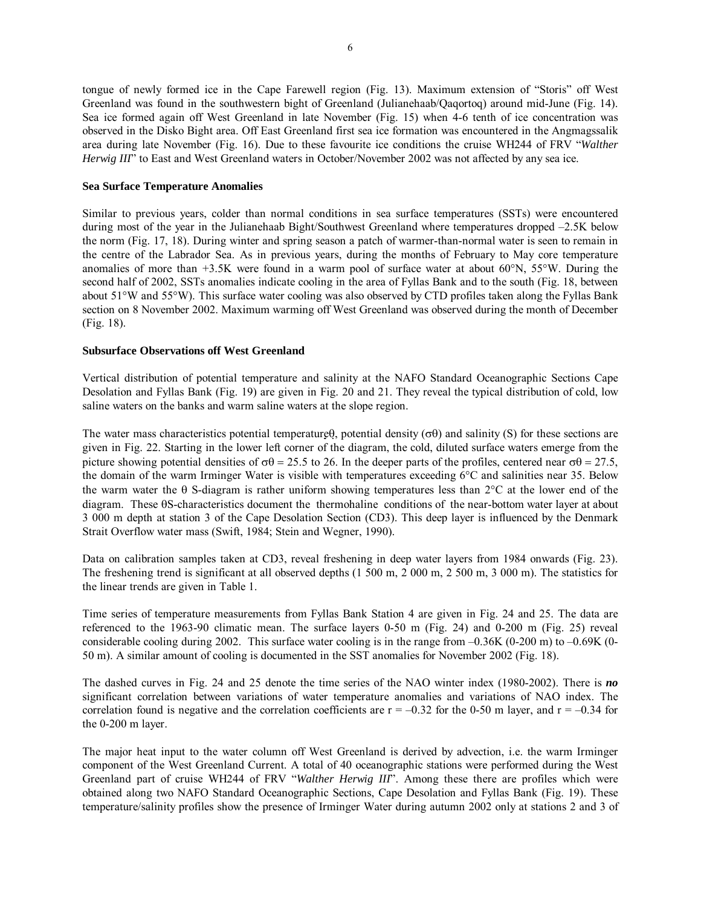tongue of newly formed ice in the Cape Farewell region (Fig. 13). Maximum extension of "Storis" off West Greenland was found in the southwestern bight of Greenland (Julianehaab/Qaqortoq) around mid-June (Fig. 14). Sea ice formed again off West Greenland in late November (Fig. 15) when 4-6 tenth of ice concentration was observed in the Disko Bight area. Off East Greenland first sea ice formation was encountered in the Angmagssalik area during late November (Fig. 16). Due to these favourite ice conditions the cruise WH244 of FRV "*Walther Herwig III*" to East and West Greenland waters in October/November 2002 was not affected by any sea ice.

**Sea Surface Temperature Anomalies**

Similar to previous years, colder than normal conditions in sea surface temperatures (SSTs) were encountered during most of the year in the Julianehaab Bight/Southwest Greenland where temperatures dropped –2.5K below the norm (Fig. 17, 18). During winter and spring season a patch of warmer-than-normal water is seen to remain in the centre of the Labrador Sea. As in previous years, during the months of February to May core temperature anomalies of more than +3.5K were found in a warm pool of surface water at about 60°N, 55°W. During the second half of 2002, SSTs anomalies indicate cooling in the area of Fyllas Bank and to the south (Fig. 18, between about 51°W and 55°W). This surface water cooling was also observed by CTD profiles taken along the Fyllas Bank section on 8 November 2002. Maximum warming off West Greenland was observed during the month of December (Fig. 18).

**Subsurface Observations off West Greenland**

Vertical distribution of potential temperature and salinity at the NAFO Standard Oceanographic Sections Cape Desolation and Fyllas Bank (Fig. 19) are given in Fig. 20 and 21. They reveal the typical distribution of cold, low saline waters on the banks and warm saline waters at the slope region.

The water mass characteristics potential temperature $\theta$, potential density ($\sigma\theta$) and salinity (S) for these sections are given in Fig. 22. Starting in the lower left corner of the diagram, the cold, diluted surface waters emerge from the picture showing potential densities of $\sigma\theta = 25.5$ to 26. In the deeper parts of the profiles, centered near $\sigma\theta = 27.5$, the domain of the warm Irminger Water is visible with temperatures exceeding 6°C and salinities near 35. Below the warm water the $\theta$ S-diagram is rather uniform showing temperatures less than 2°C at the lower end of the diagram. These $\theta$S-characteristics document the thermohaline conditions of the near-bottom water layer at about 3 000 m depth at station 3 of the Cape Desolation Section (CD3). This deep layer is influenced by the Denmark Strait Overflow water mass (Swift, 1984; Stein and Wegner, 1990).

Data on calibration samples taken at CD3, reveal freshening in deep water layers from 1984 onwards (Fig. 23). The freshening trend is significant at all observed depths (1 500 m, 2 000 m, 2 500 m, 3 000 m). The statistics for the linear trends are given in Table 1.

Time series of temperature measurements from Fyllas Bank Station 4 are given in Fig. 24 and 25. The data are referenced to the 1963-90 climatic mean. The surface layers 0-50 m (Fig. 24) and 0-200 m (Fig. 25) reveal considerable cooling during 2002. This surface water cooling is in the range from –0.36K (0-200 m) to –0.69K (0-50 m). A similar amount of cooling is documented in the SST anomalies for November 2002 (Fig. 18).

The dashed curves in Fig. 24 and 25 denote the time series of the NAO winter index (1980-2002). There is ***no*** significant correlation between variations of water temperature anomalies and variations of NAO index. The correlation found is negative and the correlation coefficients are $r = -0.32$ for the 0-50 m layer, and $r = -0.34$ for the 0-200 m layer.

The major heat input to the water column off West Greenland is derived by advection, i.e. the warm Irminger component of the West Greenland Current. A total of 40 oceanographic stations were performed during the West Greenland part of cruise WH244 of FRV "*Walther Herwig III*". Among these there are profiles which were obtained along two NAFO Standard Oceanographic Sections, Cape Desolation and Fyllas Bank (Fig. 19). These temperature/salinity profiles show the presence of Irminger Water during autumn 2002 only at stations 2 and 3 of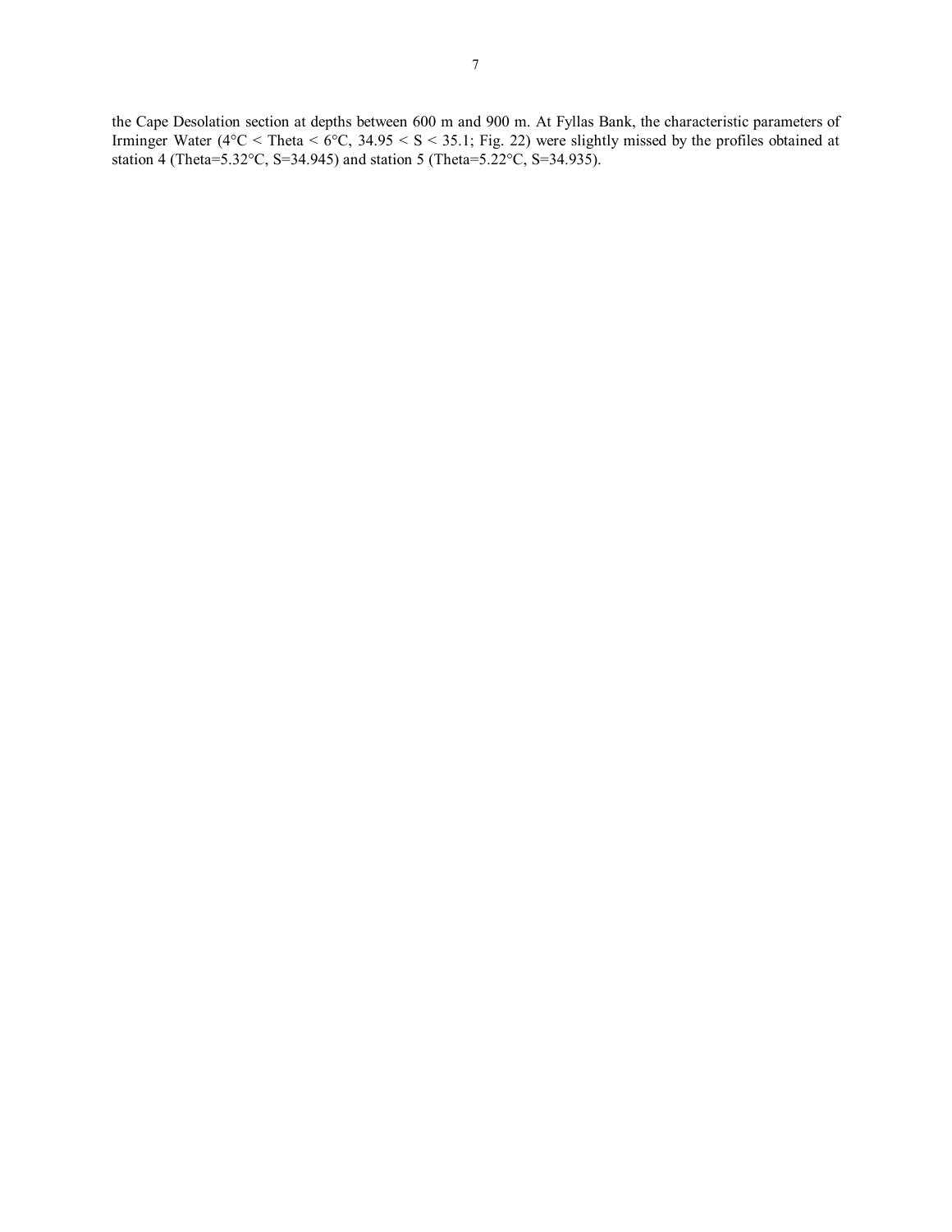the Cape Desolation section at depths between 600 m and 900 m. At Fyllas Bank, the characteristic parameters of Irminger Water (4°C < Theta < 6°C, 34.95 < S < 35.1; Fig. 22) were slightly missed by the profiles obtained at station 4 (Theta=5.32°C, S=34.945) and station 5 (Theta=5.22°C, S=34.935).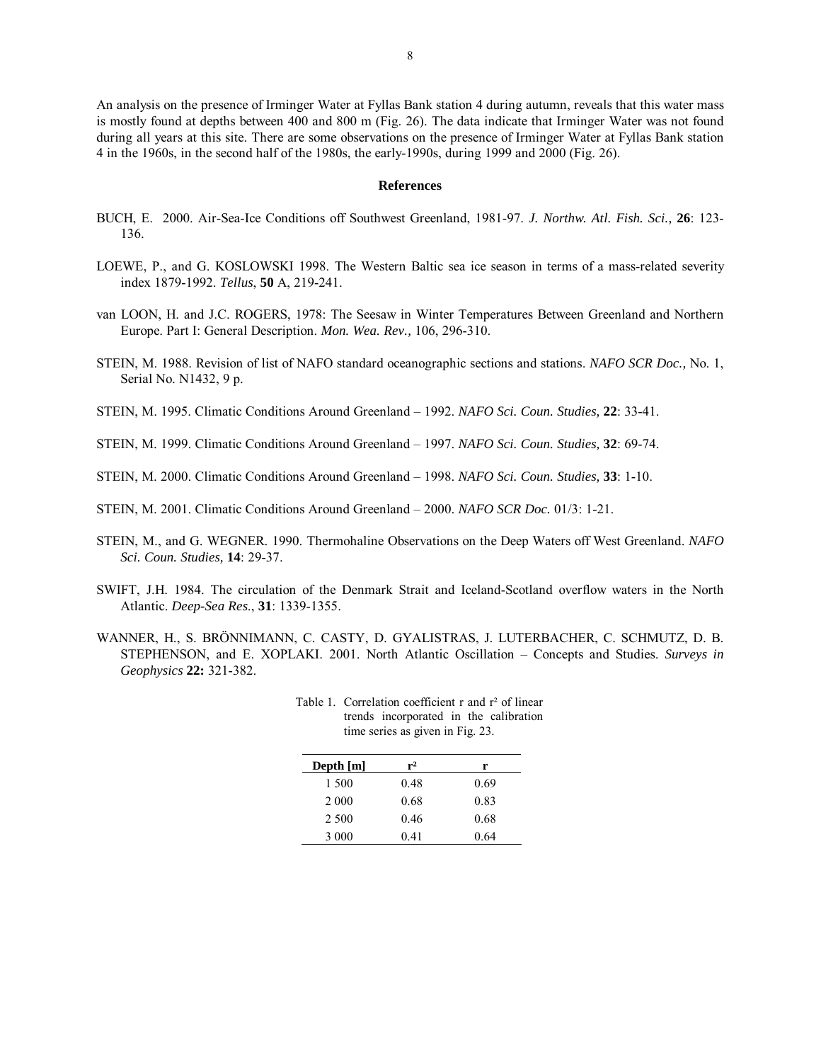An analysis on the presence of Irminger Water at Fyllas Bank station 4 during autumn, reveals that this water mass is mostly found at depths between 400 and 800 m (Fig. 26). The data indicate that Irminger Water was not found during all years at this site. There are some observations on the presence of Irminger Water at Fyllas Bank station 4 in the 1960s, in the second half of the 1980s, the early-1990s, during 1999 and 2000 (Fig. 26).

## References

BUCH, E. 2000. Air-Sea-Ice Conditions off Southwest Greenland, 1981-97. *J. Northw. Atl. Fish. Sci.,* **26**: 123-136.

LOEWE, P., and G. KOSLOWSKI 1998. The Western Baltic sea ice season in terms of a mass-related severity index 1879-1992. *Tellus*, **50** A, 219-241.

van LOON, H. and J.C. ROGERS, 1978: The Seesaw in Winter Temperatures Between Greenland and Northern Europe. Part I: General Description. *Mon. Wea. Rev.,* 106, 296-310.

STEIN, M. 1988. Revision of list of NAFO standard oceanographic sections and stations. *NAFO SCR Doc.,* No. 1, Serial No. N1432, 9 p.

STEIN, M. 1995. Climatic Conditions Around Greenland – 1992. *NAFO Sci. Coun. Studies,* **22**: 33-41.

STEIN, M. 1999. Climatic Conditions Around Greenland – 1997. *NAFO Sci. Coun. Studies,* **32**: 69-74.

STEIN, M. 2000. Climatic Conditions Around Greenland – 1998. *NAFO Sci. Coun. Studies,* **33**: 1-10.

STEIN, M. 2001. Climatic Conditions Around Greenland – 2000. *NAFO SCR Doc.* 01/3: 1-21.

STEIN, M., and G. WEGNER. 1990. Thermohaline Observations on the Deep Waters off West Greenland. *NAFO Sci. Coun. Studies,* **14**: 29-37.

SWIFT, J.H. 1984. The circulation of the Denmark Strait and Iceland-Scotland overflow waters in the North Atlantic. *Deep-Sea Res.*, **31**: 1339-1355.

WANNER, H., S. BRÖNNIMANN, C. CASTY, D. GYALISTRAS, J. LUTERBACHER, C. SCHMUTZ, D. B. STEPHENSON, and E. XOPLAKI. 2001. North Atlantic Oscillation – Concepts and Studies. *Surveys in Geophysics* **22:** 321-382.

Table 1. Correlation coefficient r and $r^2$ of linear trends incorporated in the calibration time series as given in Fig. 23.

| Depth [m] | $r^2$ | r |
|---|---|---|
| 1 500 | 0.48 | 0.69 |
| 2 000 | 0.68 | 0.83 |
| 2 500 | 0.46 | 0.68 |
| 3 000 | 0.41 | 0.64 |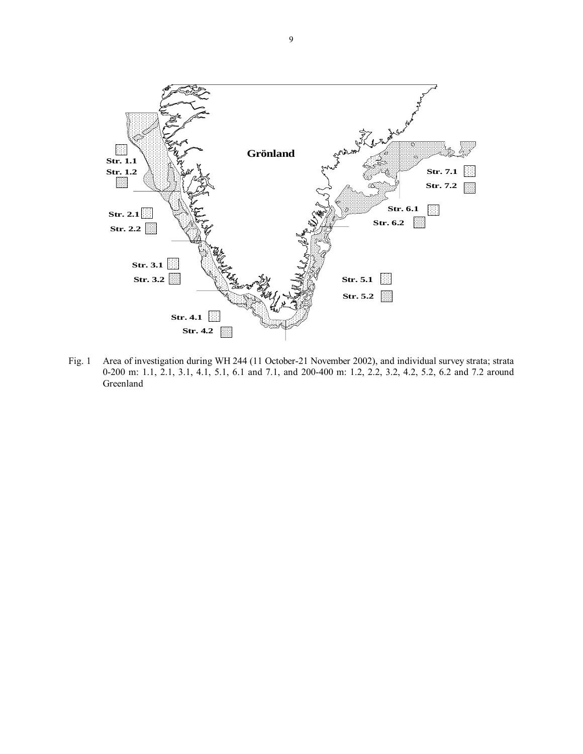Fig. 1 Area of investigation during WH 244 (11 October-21 November 2002), and individual survey strata; strata 0-200 m: 1.1, 2.1, 3.1, 4.1, 5.1, 6.1 and 7.1, and 200-400 m: 1.2, 2.2, 3.2, 4.2, 5.2, 6.2 and 7.2 around Greenland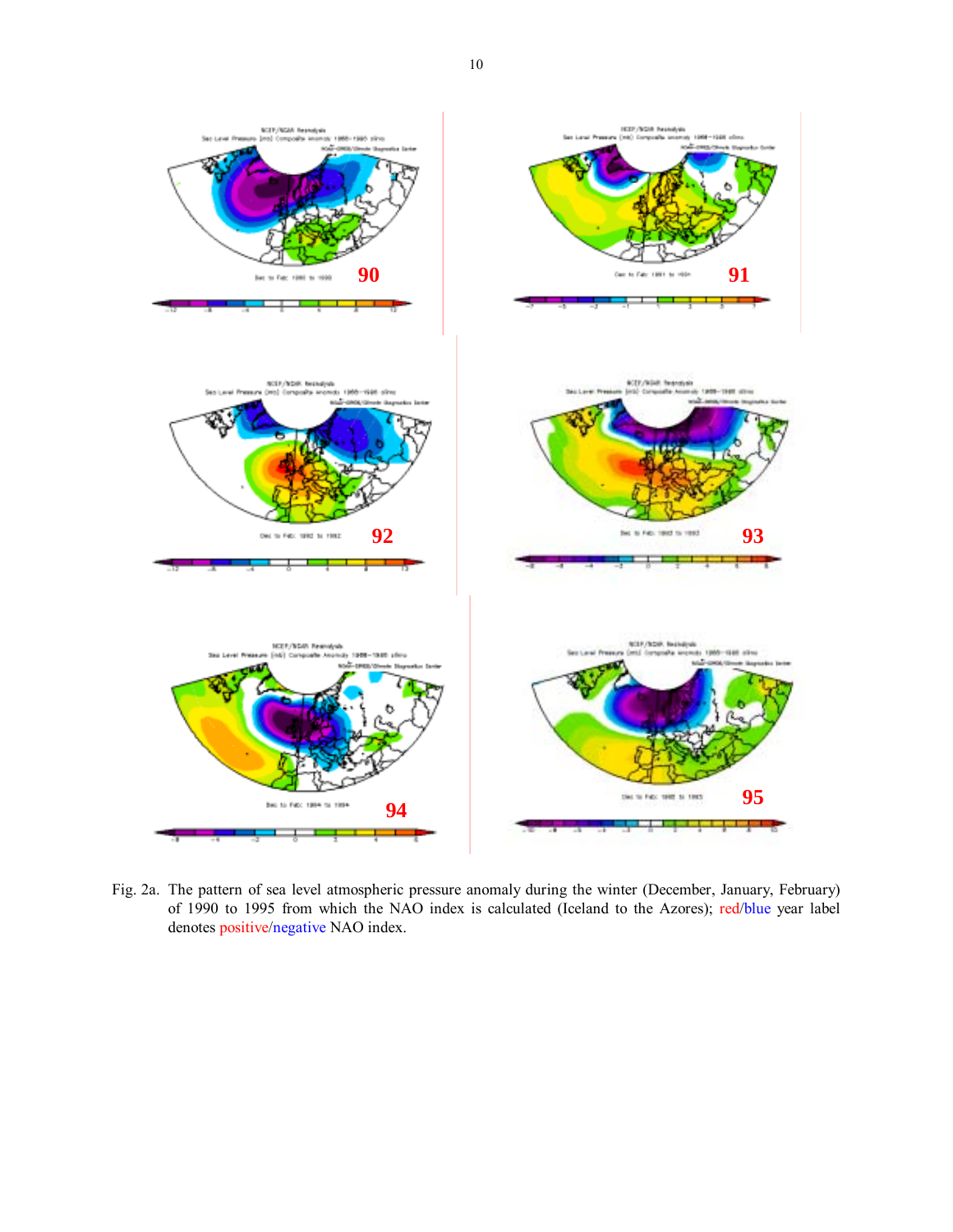Fig. 2a. The pattern of sea level atmospheric pressure anomaly during the winter (December, January, February) of 1990 to 1995 from which the NAO index is calculated (Iceland to the Azores); red/blue year label denotes positive/negative NAO index.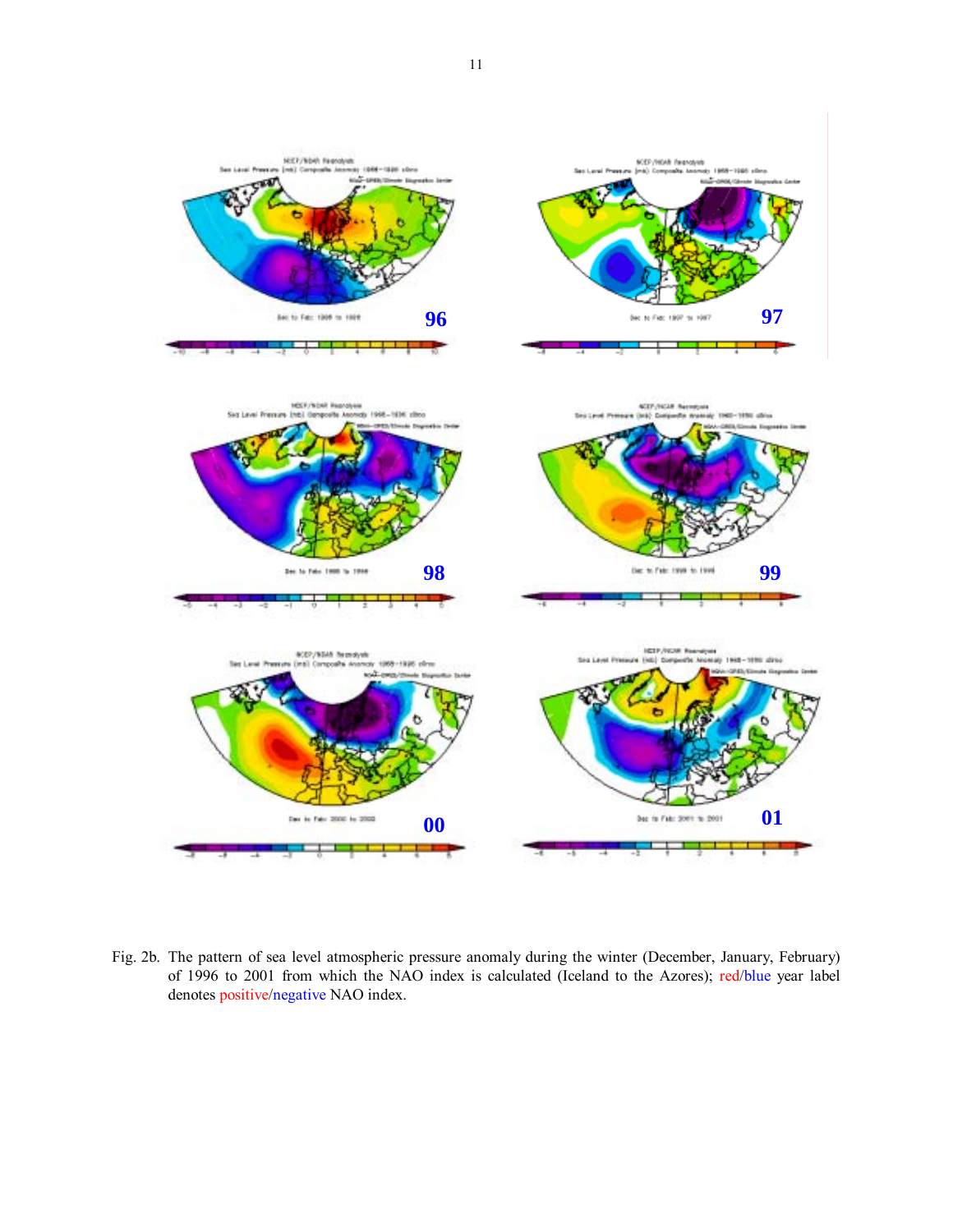Fig. 2b. The pattern of sea level atmospheric pressure anomaly during the winter (December, January, February) of 1996 to 2001 from which the NAO index is calculated (Iceland to the Azores); red/blue year label denotes positive/negative NAO index.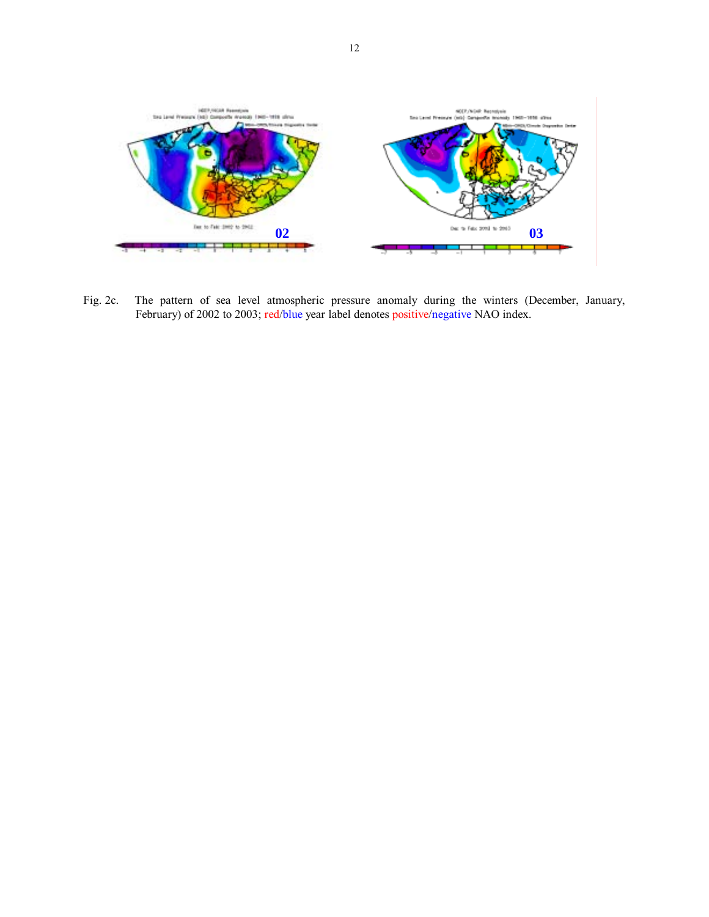Fig. 2c. The pattern of sea level atmospheric pressure anomaly during the winters (December, January, February) of 2002 to 2003; red/blue year label denotes positive/negative NAO index.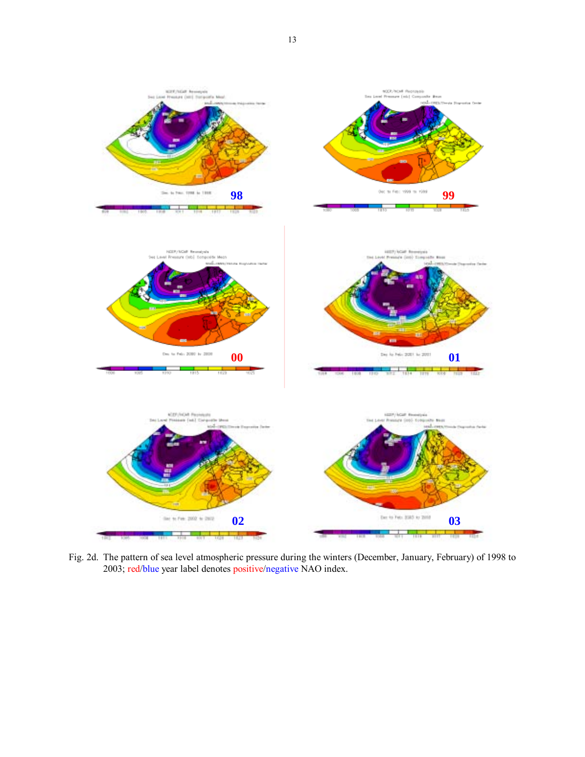98

99

00

01

02

03

Fig. 2d. The pattern of sea level atmospheric pressure during the winters (December, January, February) of 1998 to 2003; red/blue year label denotes positive/negative NAO index.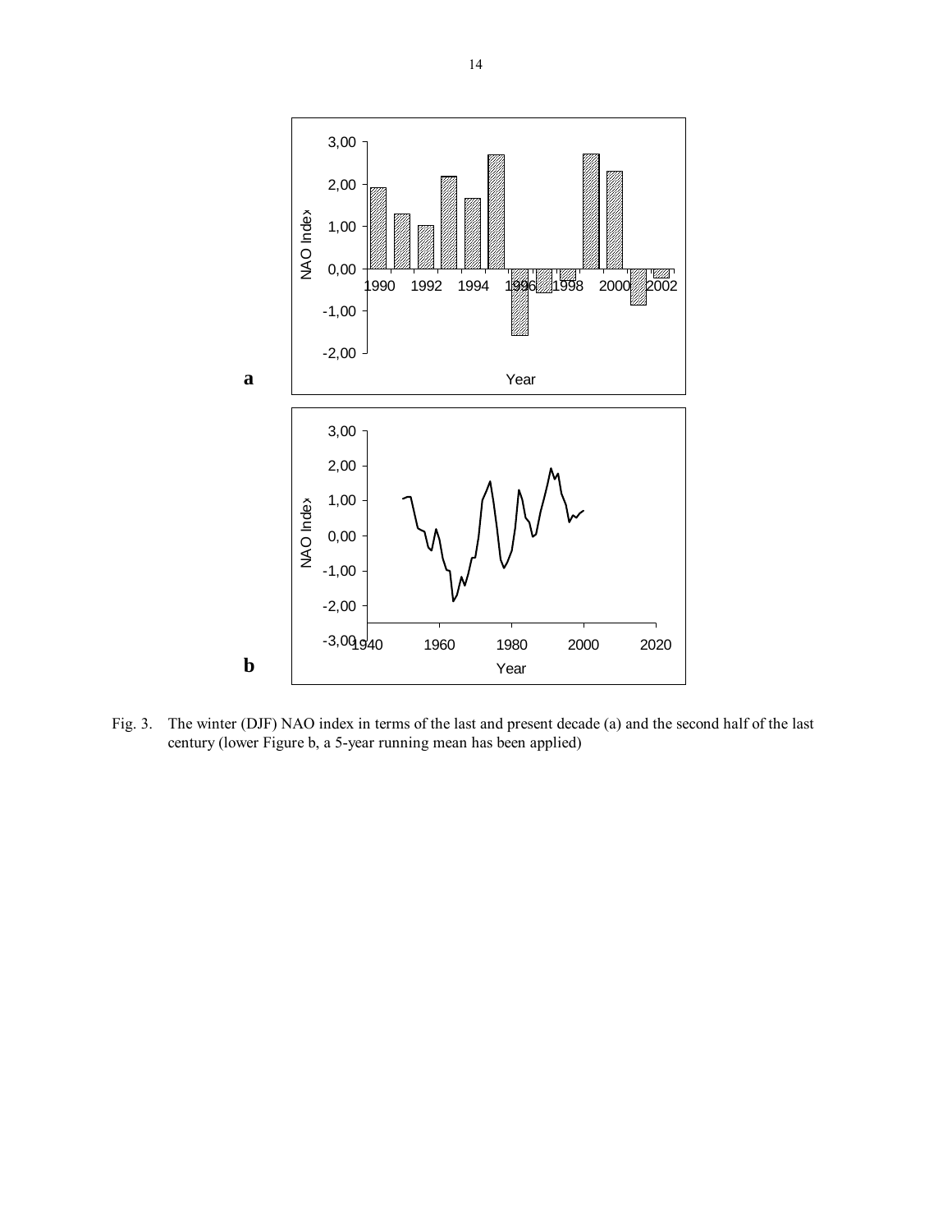Fig. 3. The winter (DJF) NAO index in terms of the last and present decade (a) and the second half of the last century (lower Figure b, a 5-year running mean has been applied)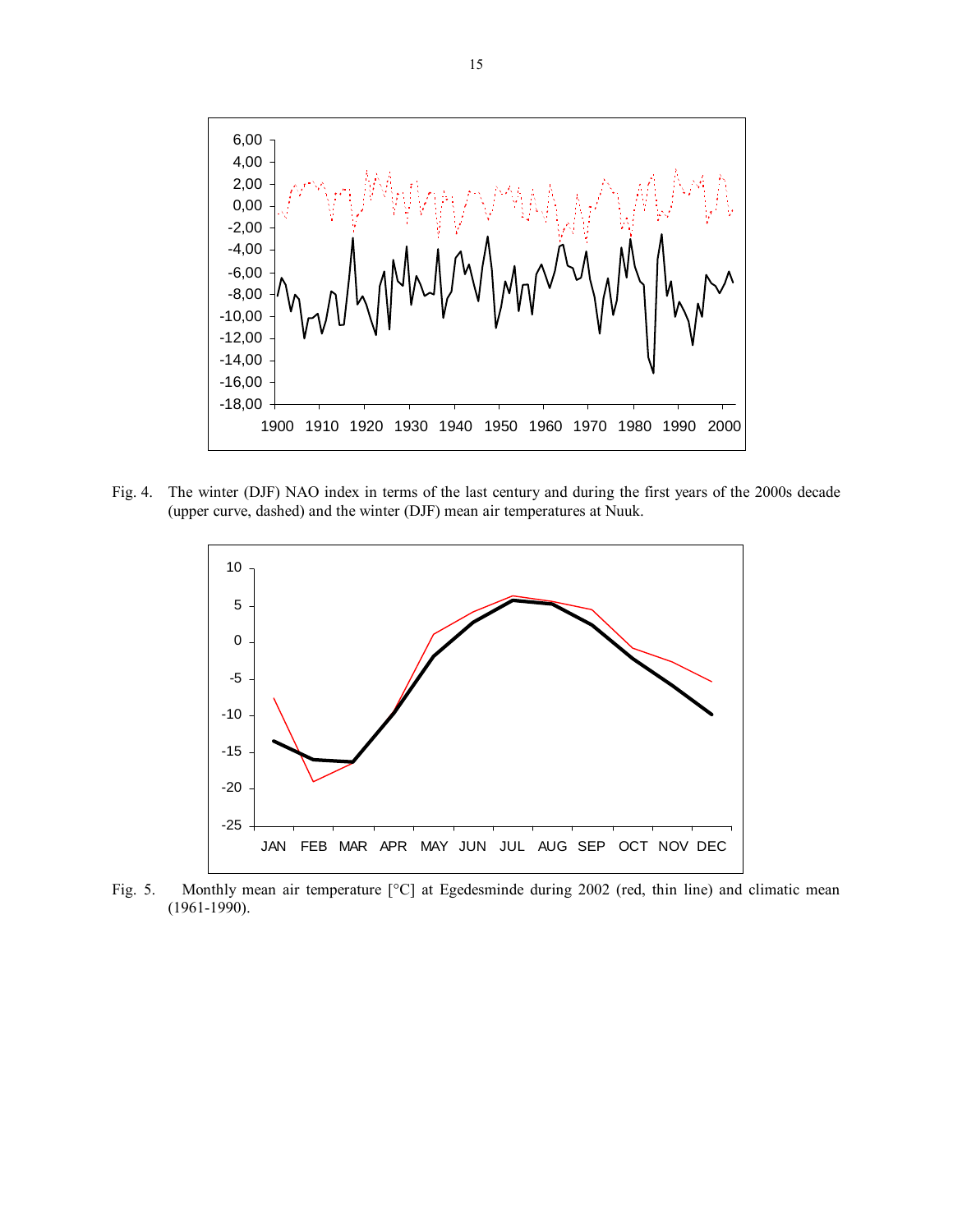Fig. 4. The winter (DJF) NAO index in terms of the last century and during the first years of the 2000s decade (upper curve, dashed) and the winter (DJF) mean air temperatures at Nuuk.

Fig. 5. Monthly mean air temperature [°C] at Egedesminde during 2002 (red, thin line) and climatic mean (1961-1990).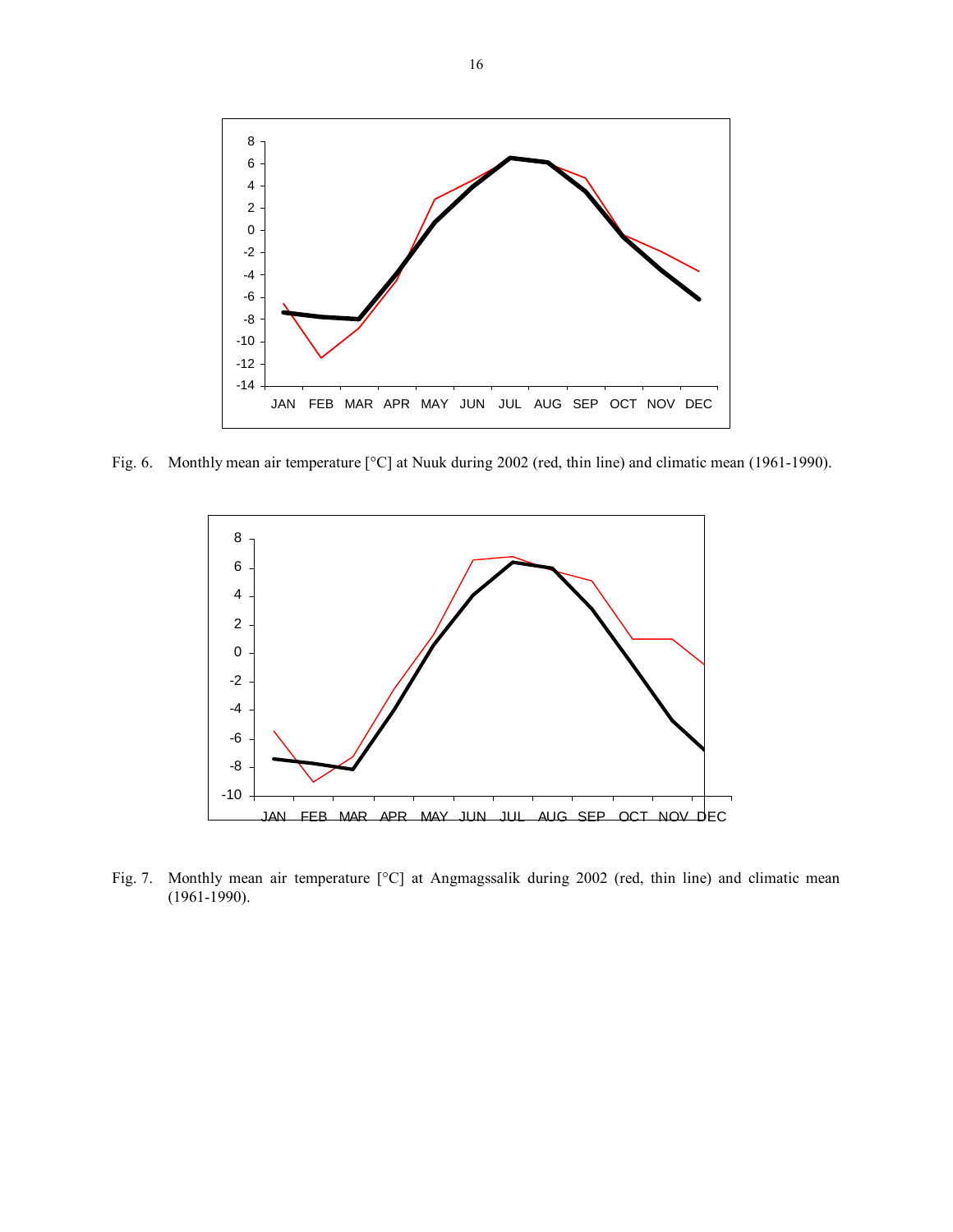Fig. 6. Monthly mean air temperature [°C] at Nuuk during 2002 (red, thin line) and climatic mean (1961-1990).

Fig. 7. Monthly mean air temperature [°C] at Angmagssalik during 2002 (red, thin line) and climatic mean (1961-1990).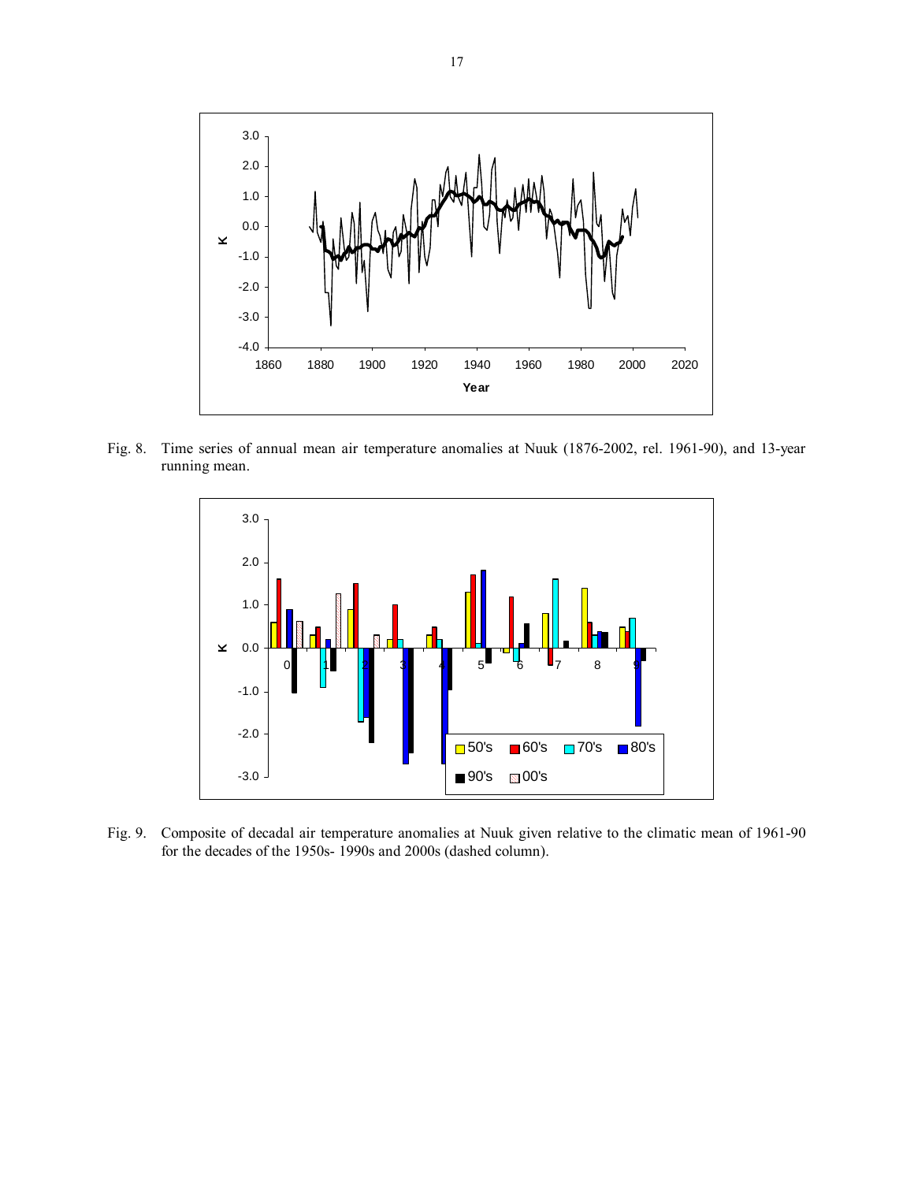Fig. 8. Time series of annual mean air temperature anomalies at Nuuk (1876-2002, rel. 1961-90), and 13-year running mean.

Fig. 9. Composite of decadal air temperature anomalies at Nuuk given relative to the climatic mean of 1961-90 for the decades of the 1950s- 1990s and 2000s (dashed column).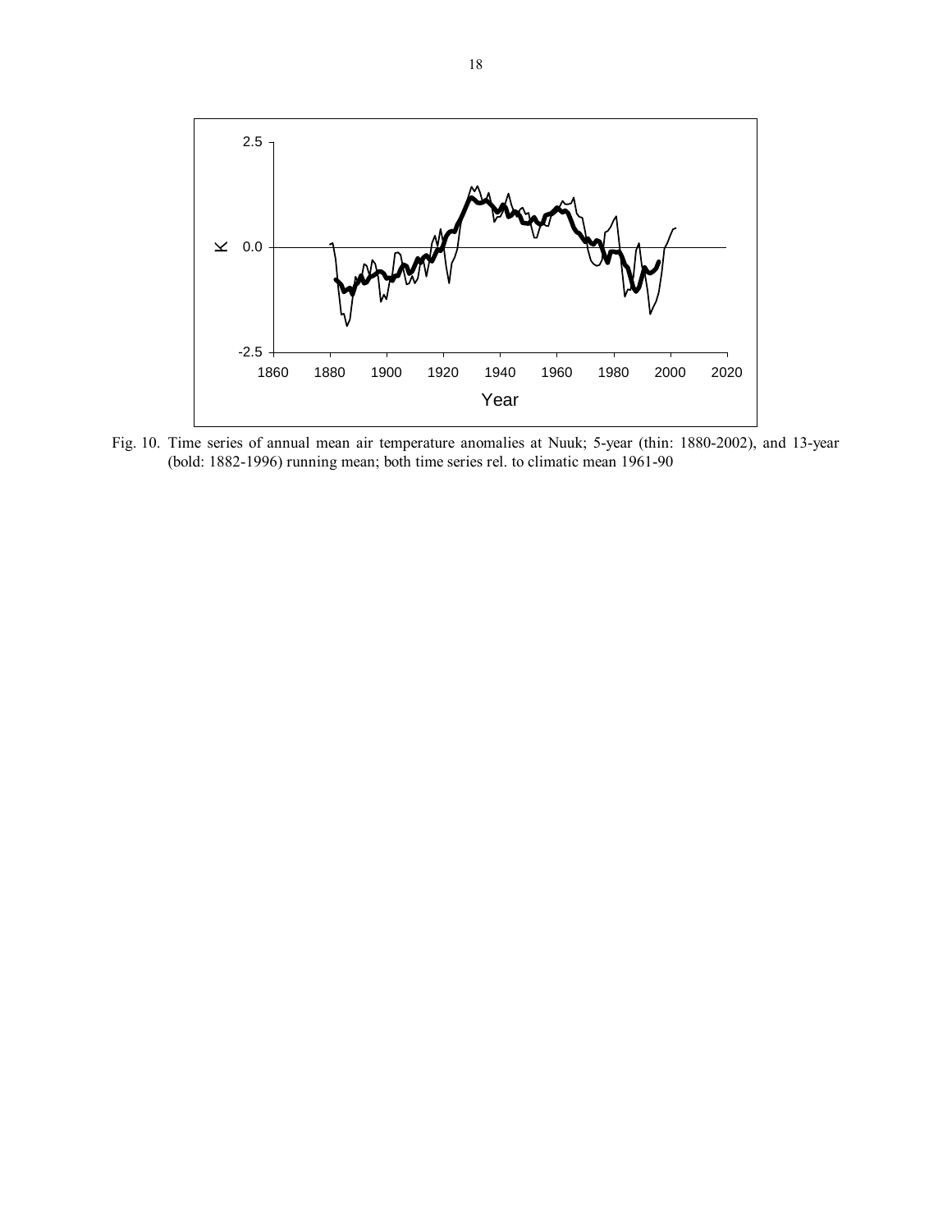Fig. 10. Time series of annual mean air temperature anomalies at Nuuk; 5-year (thin: 1880-2002), and 13-year (bold: 1882-1996) running mean; both time series rel. to climatic mean 1961-90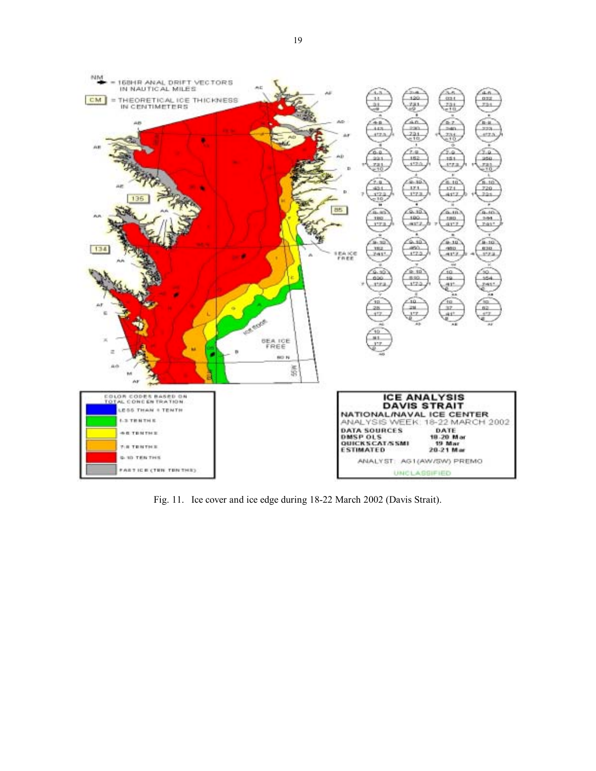Fig. 11. Ice cover and ice edge during 18-22 March 2002 (Davis Strait).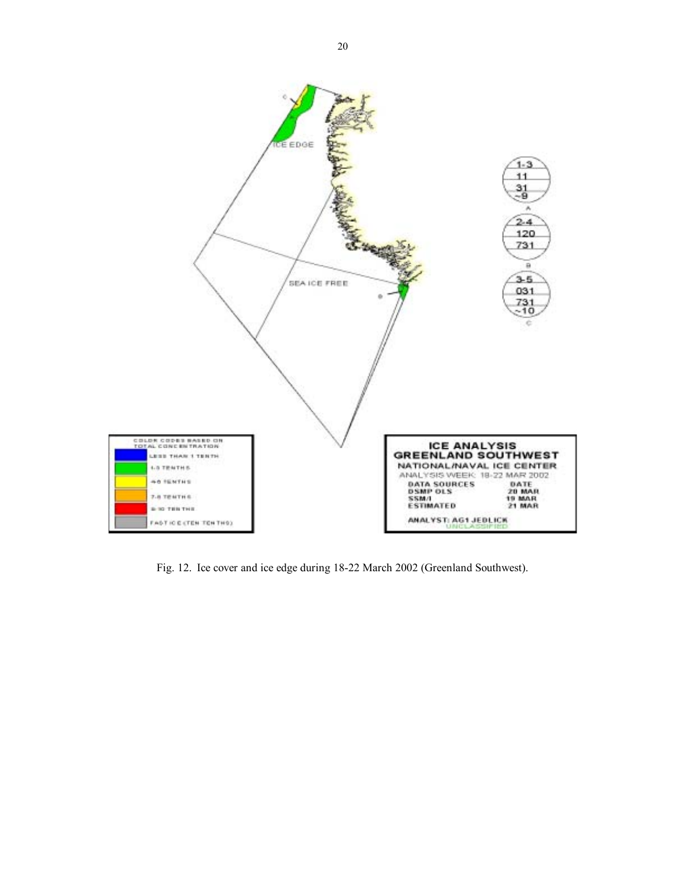Fig. 12. Ice cover and ice edge during 18-22 March 2002 (Greenland Southwest).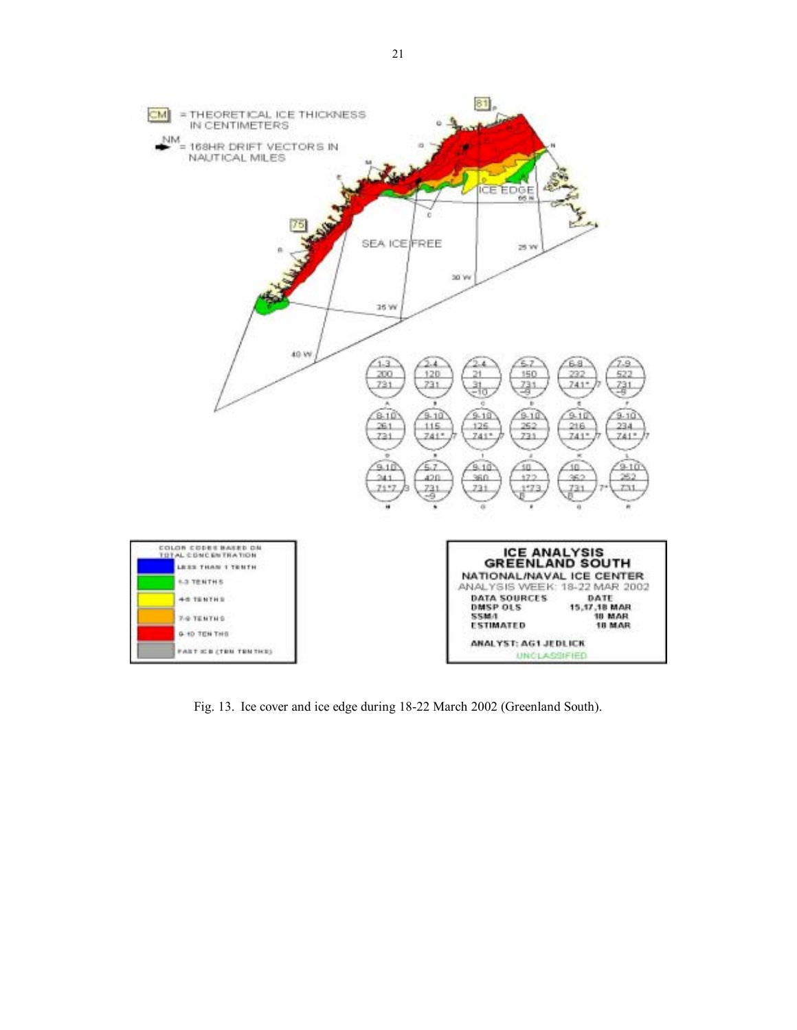Fig. 13. Ice cover and ice edge during 18-22 March 2002 (Greenland South).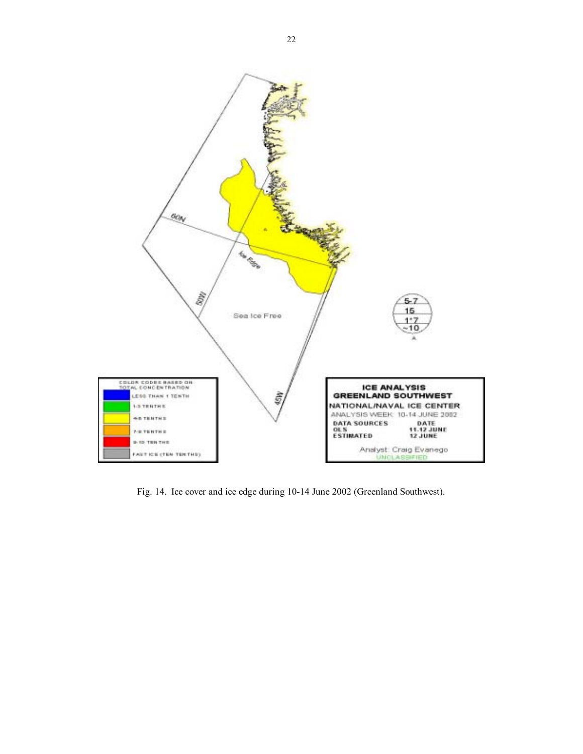Fig. 14. Ice cover and ice edge during 10-14 June 2002 (Greenland Southwest).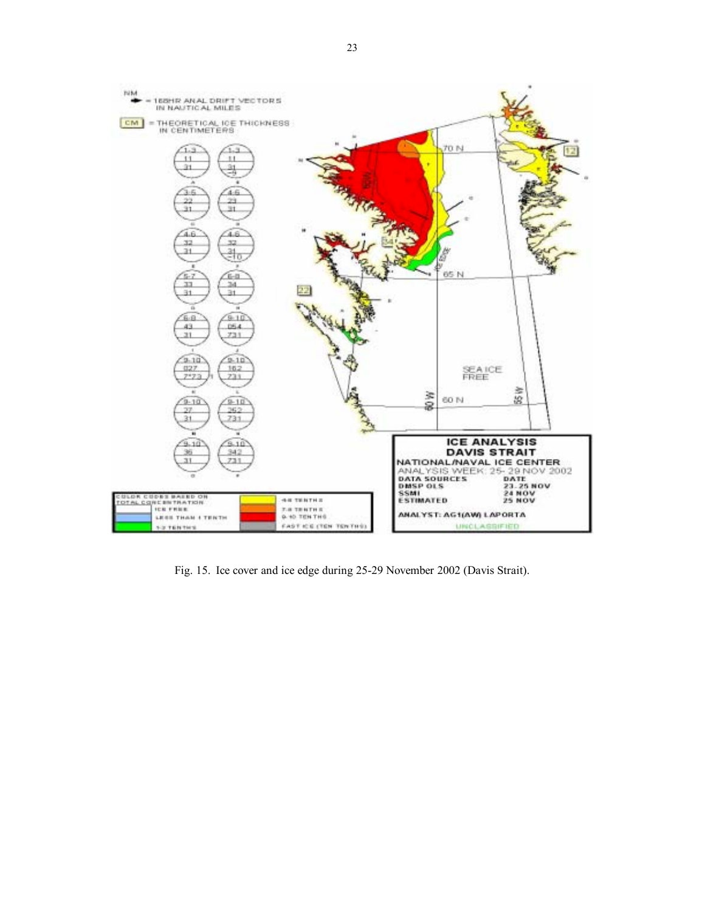Fig. 15. Ice cover and ice edge during 25-29 November 2002 (Davis Strait).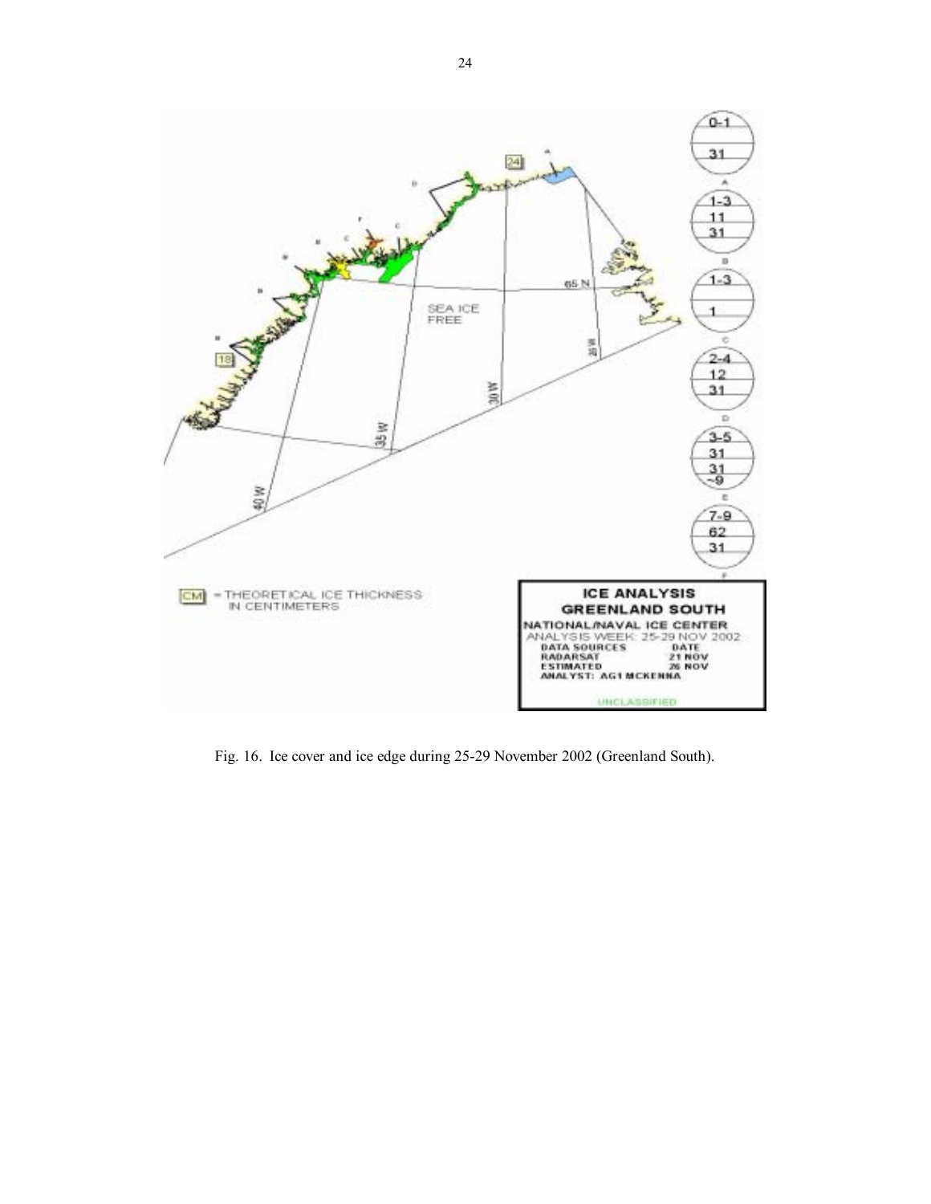Fig. 16. Ice cover and ice edge during 25-29 November 2002 (Greenland South).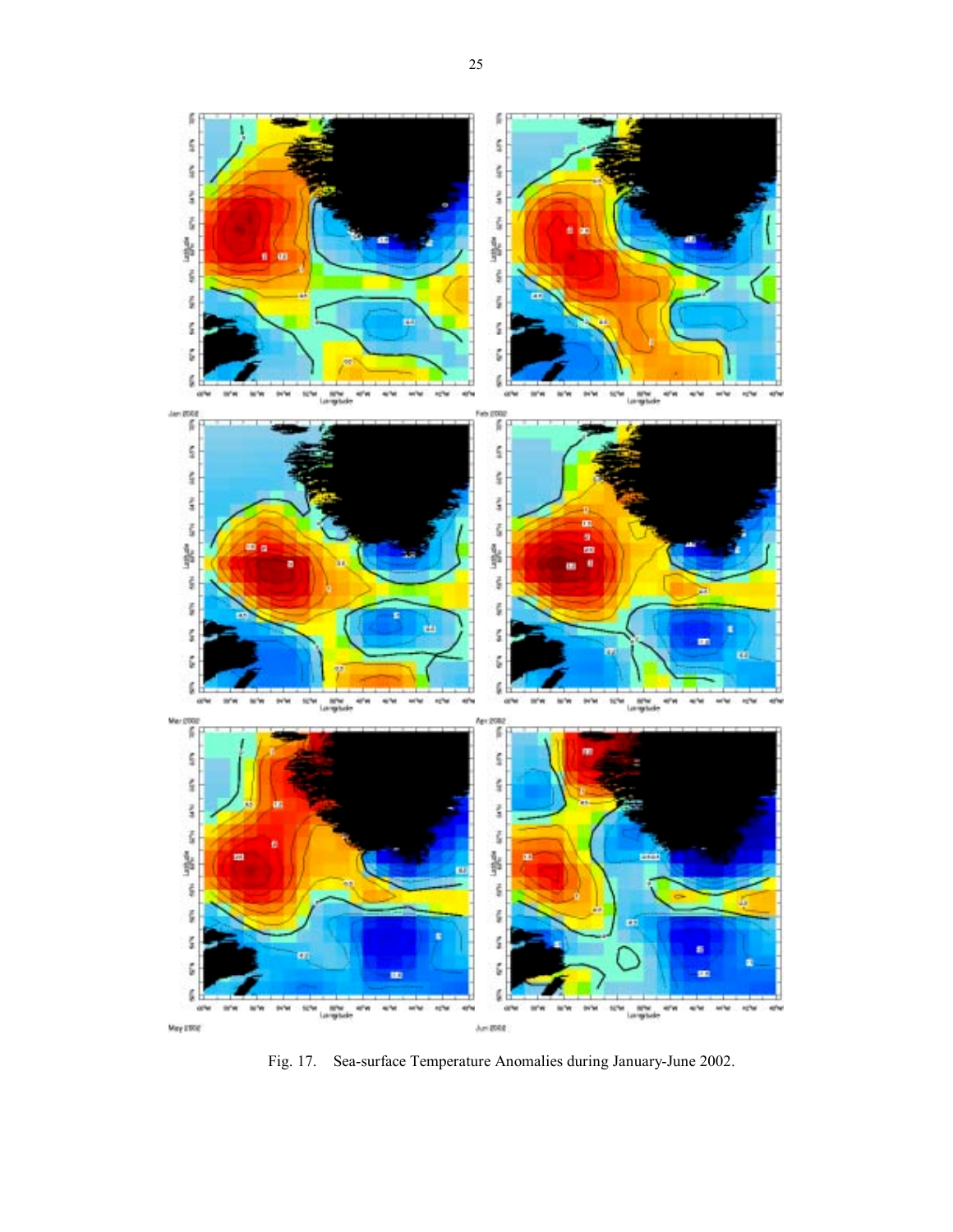Fig. 17. Sea-surface Temperature Anomalies during January-June 2002.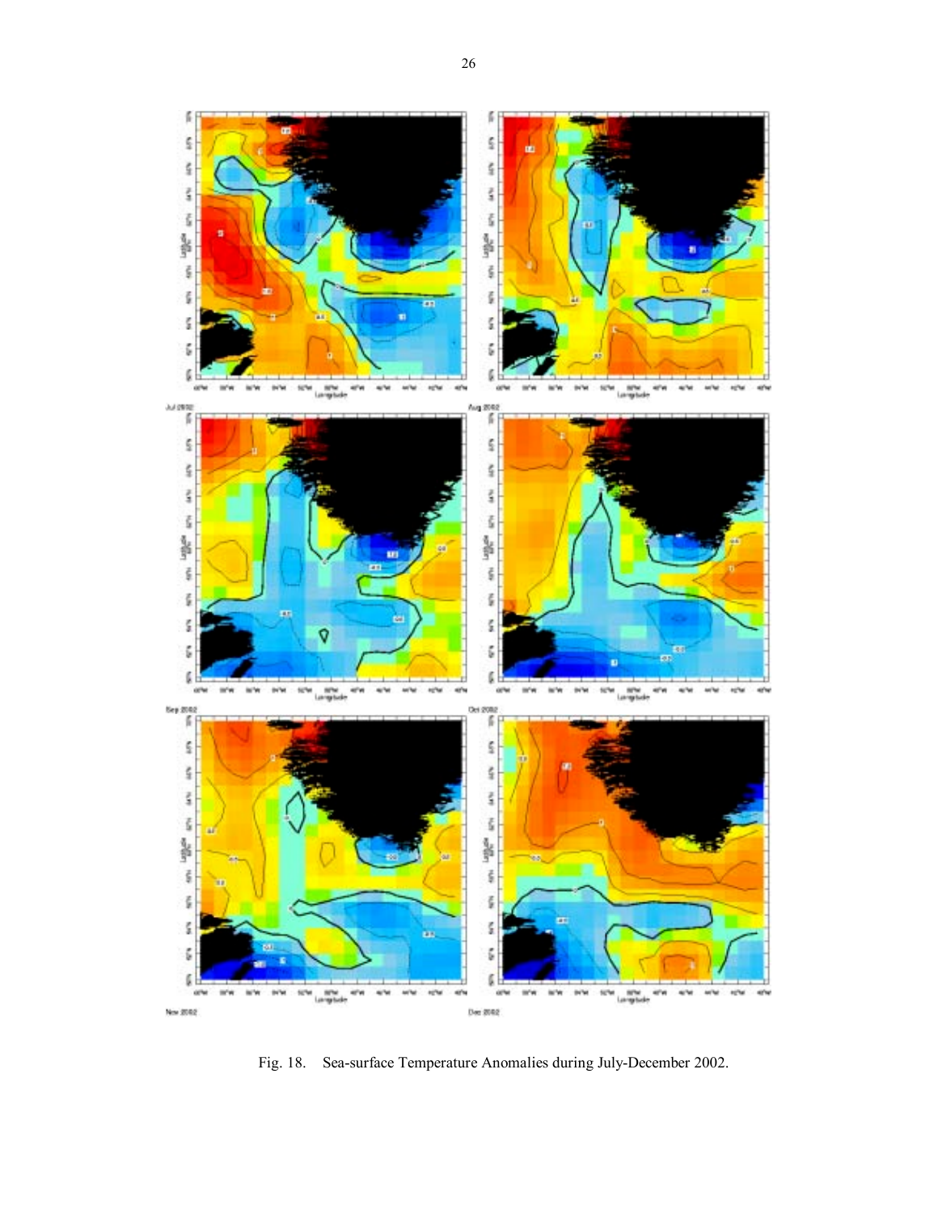Fig. 18. Sea-surface Temperature Anomalies during July-December 2002.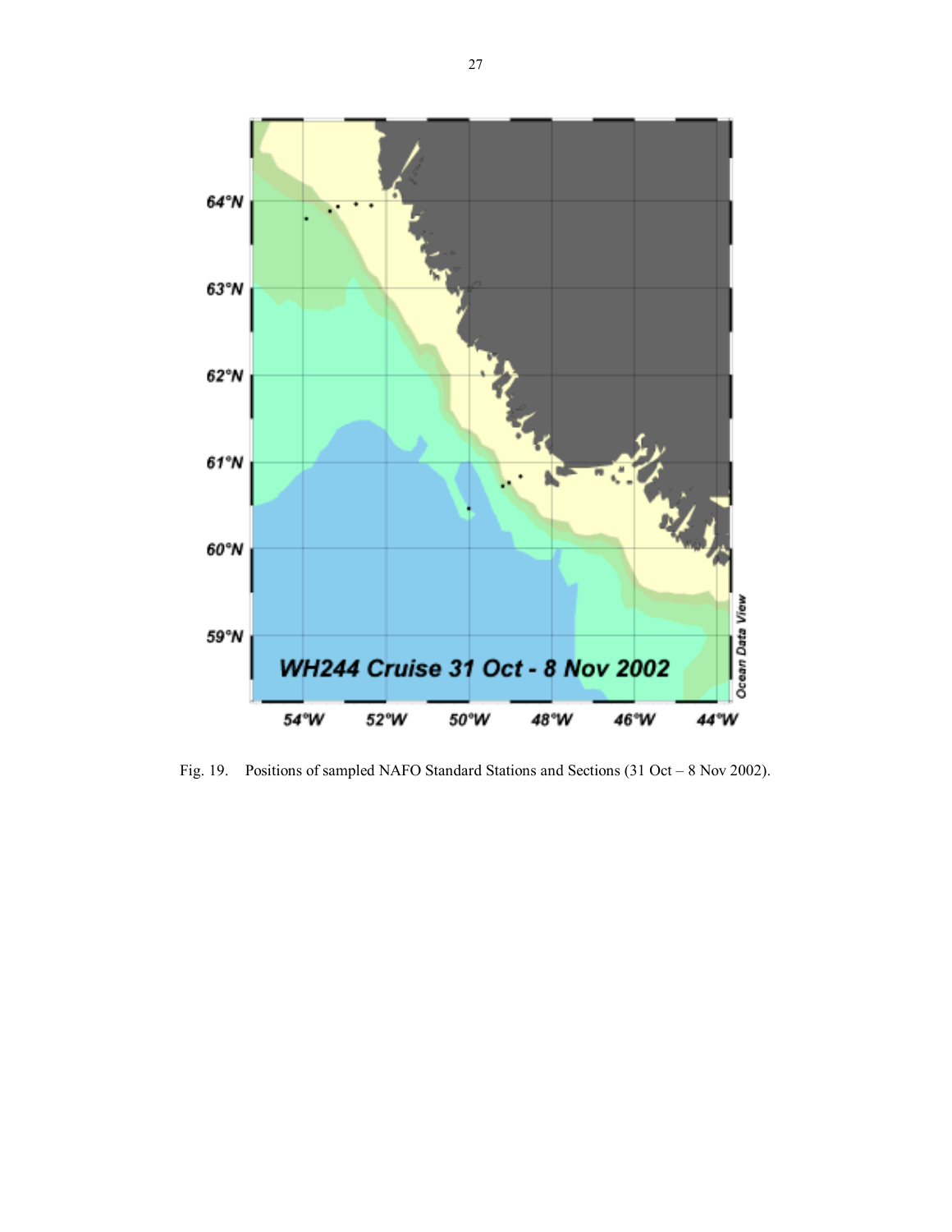Fig. 19. Positions of sampled NAFO Standard Stations and Sections (31 Oct – 8 Nov 2002).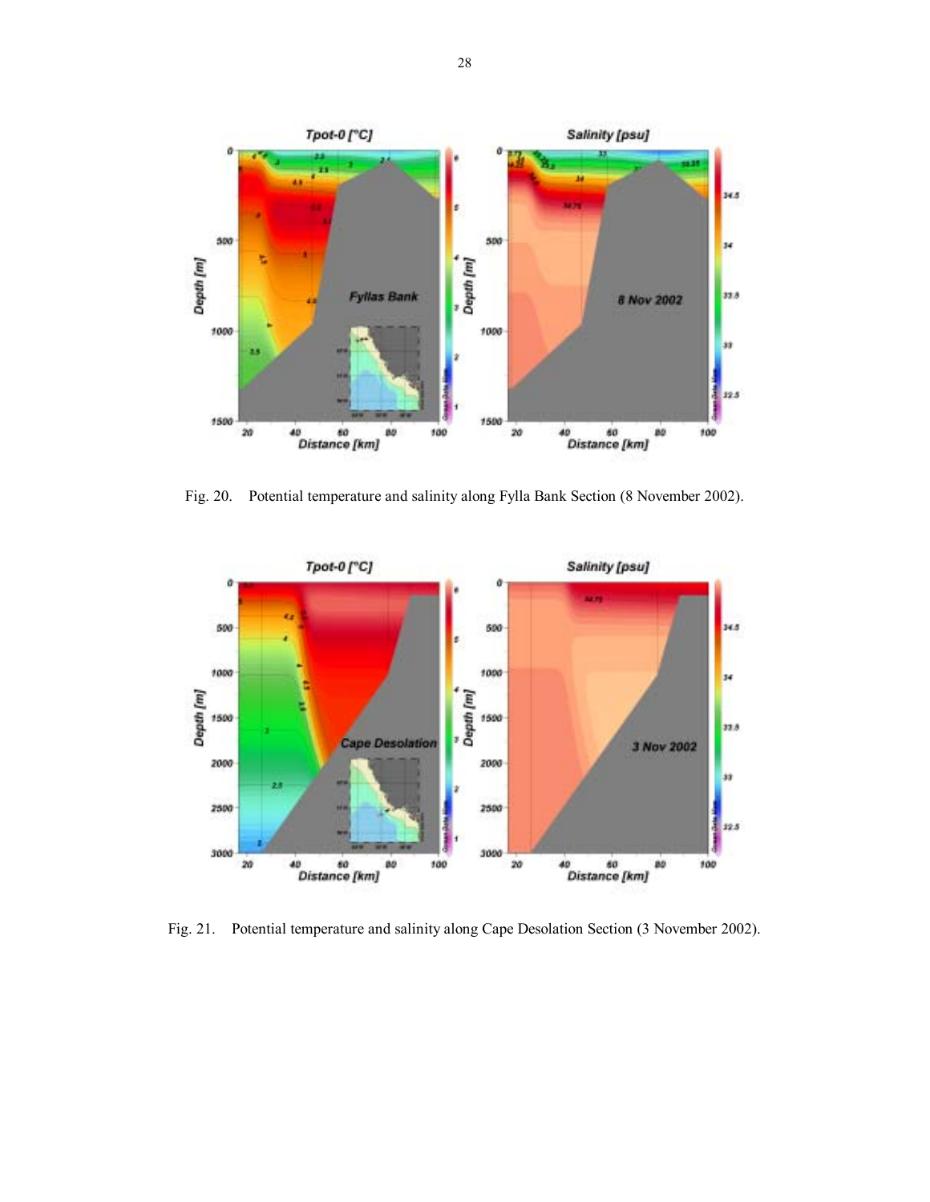Fig. 20. Potential temperature and salinity along Fylla Bank Section (8 November 2002).

Fig. 21. Potential temperature and salinity along Cape Desolation Section (3 November 2002).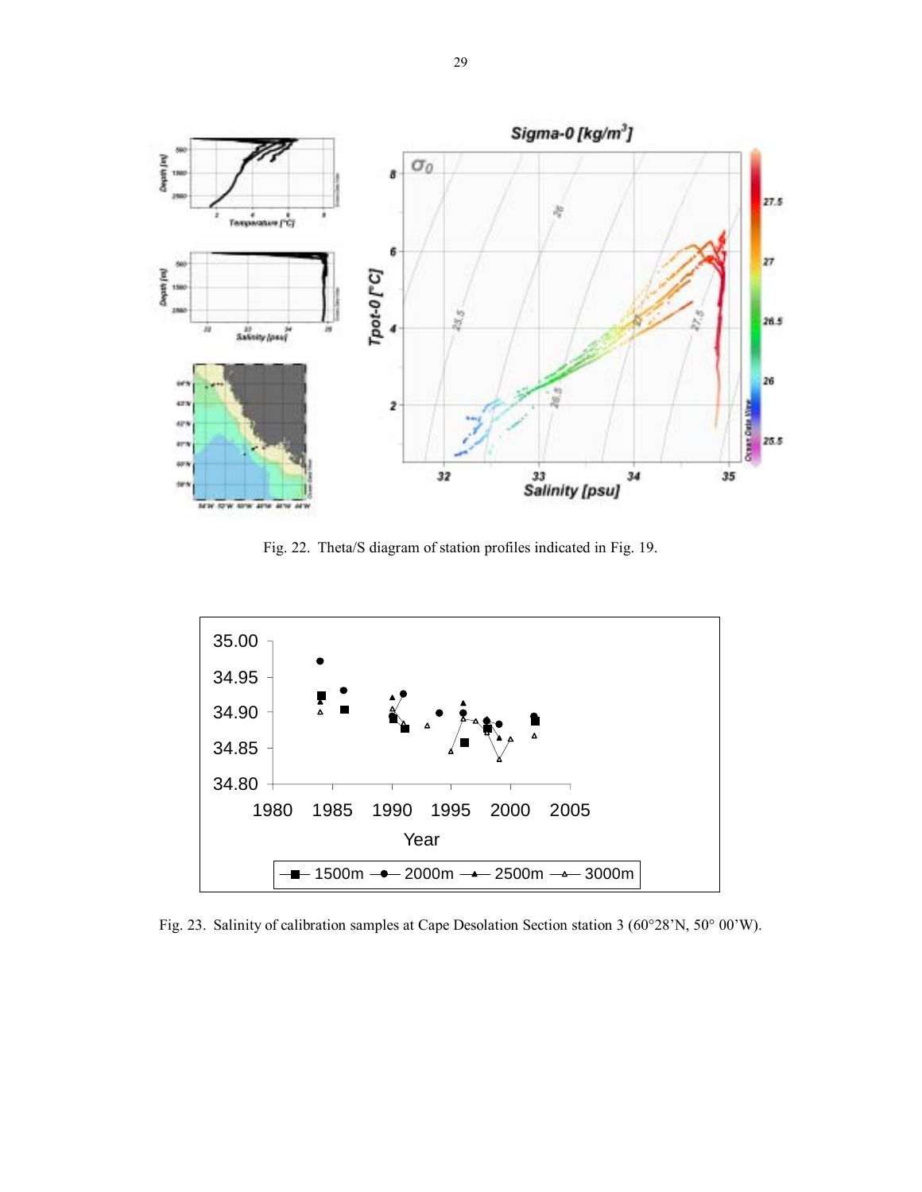Fig. 22. Theta/S diagram of station profiles indicated in Fig. 19.

Fig. 23. Salinity of calibration samples at Cape Desolation Section station 3 (60°28'N, 50° 00'W).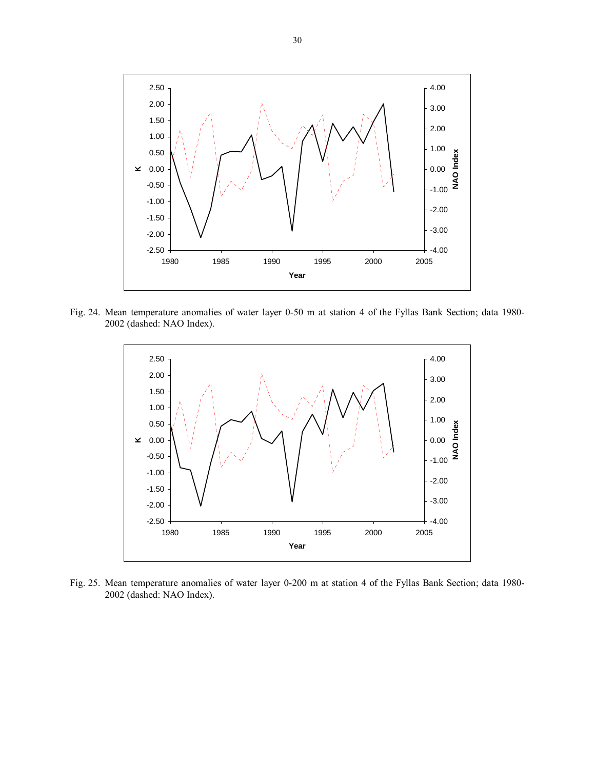Fig. 24. Mean temperature anomalies of water layer 0-50 m at station 4 of the Fyllas Bank Section; data 1980-2002 (dashed: NAO Index).

Fig. 25. Mean temperature anomalies of water layer 0-200 m at station 4 of the Fyllas Bank Section; data 1980-2002 (dashed: NAO Index).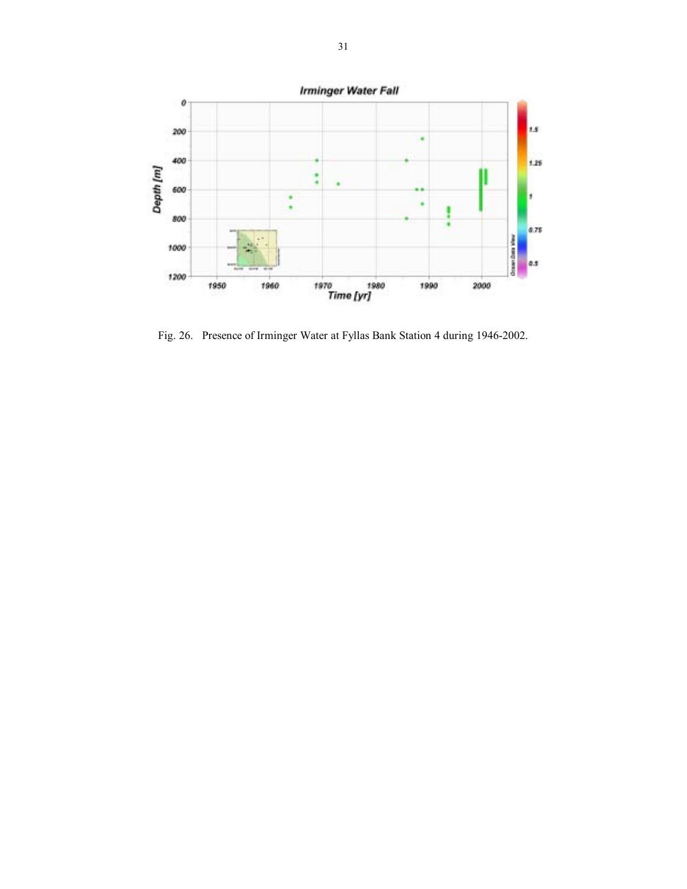Irminger Water Fall

Depth [m]

0
200
400
600
800
1000
1200

1950 1960 1970 1980 1990 2000

Time [yr]

1.5
1.25
1
0.75
0.5

Ocean Data View

Fig. 26. Presence of Irminger Water at Fyllas Bank Station 4 during 1946-2002.